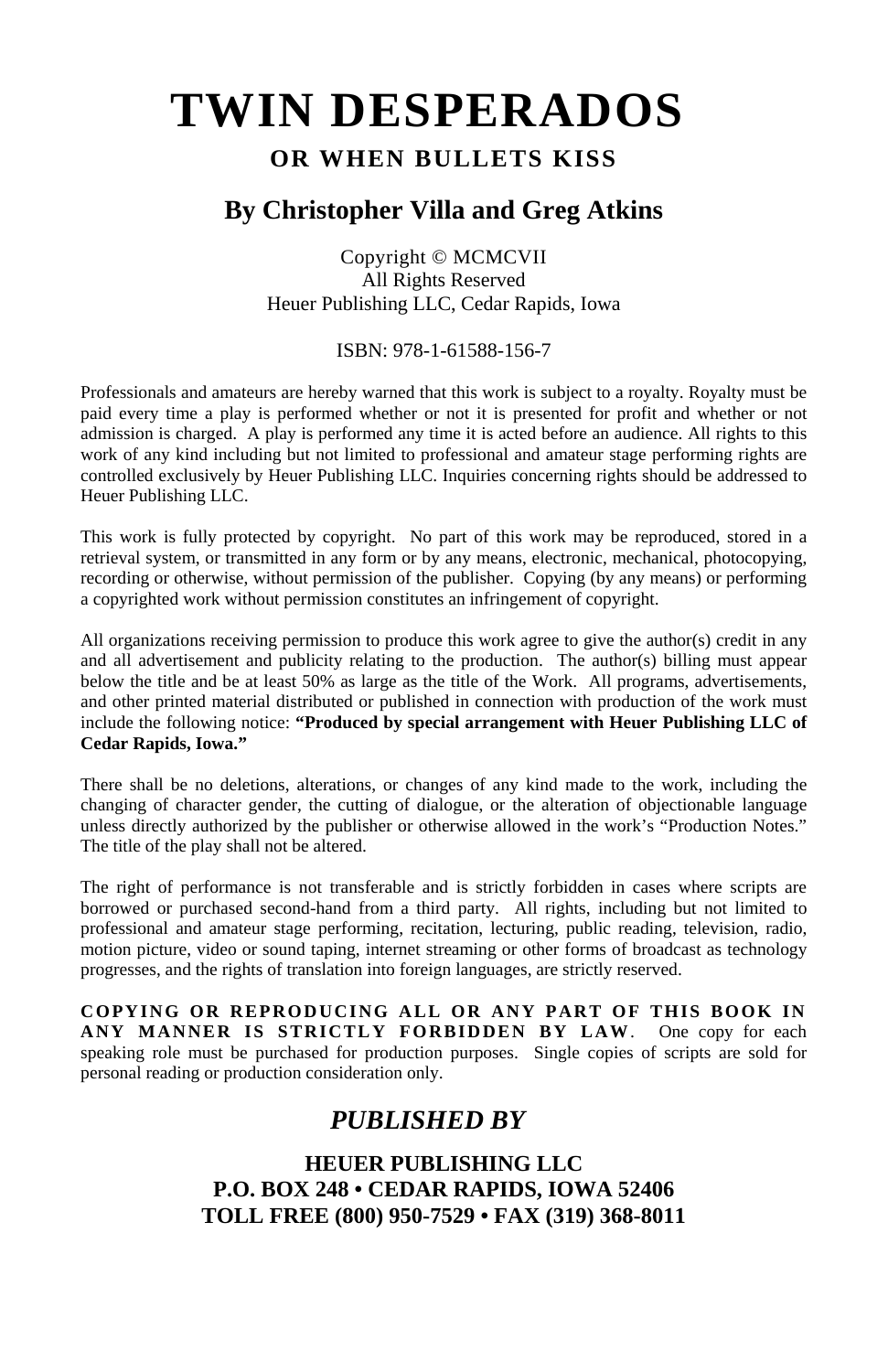# TWIN DESPERADOS

## OR WHEN BULLETS KISS

## By Christopher Villa and Greg Atkins

Copyright © MCMCVII
All Rights Reserved
Heuer Publishing LLC, Cedar Rapids, Iowa

ISBN: 978-1-61588-156-7

Professionals and amateurs are hereby warned that this work is subject to a royalty. Royalty must be paid every time a play is performed whether or not it is presented for profit and whether or not admission is charged. A play is performed any time it is acted before an audience. All rights to this work of any kind including but not limited to professional and amateur stage performing rights are controlled exclusively by Heuer Publishing LLC. Inquiries concerning rights should be addressed to Heuer Publishing LLC.

This work is fully protected by copyright. No part of this work may be reproduced, stored in a retrieval system, or transmitted in any form or by any means, electronic, mechanical, photocopying, recording or otherwise, without permission of the publisher. Copying (by any means) or performing a copyrighted work without permission constitutes an infringement of copyright.

All organizations receiving permission to produce this work agree to give the author(s) credit in any and all advertisement and publicity relating to the production. The author(s) billing must appear below the title and be at least 50% as large as the title of the Work. All programs, advertisements, and other printed material distributed or published in connection with production of the work must include the following notice: **"Produced by special arrangement with Heuer Publishing LLC of Cedar Rapids, Iowa."**

There shall be no deletions, alterations, or changes of any kind made to the work, including the changing of character gender, the cutting of dialogue, or the alteration of objectionable language unless directly authorized by the publisher or otherwise allowed in the work's "Production Notes." The title of the play shall not be altered.

The right of performance is not transferable and is strictly forbidden in cases where scripts are borrowed or purchased second-hand from a third party. All rights, including but not limited to professional and amateur stage performing, recitation, lecturing, public reading, television, radio, motion picture, video or sound taping, internet streaming or other forms of broadcast as technology progresses, and the rights of translation into foreign languages, are strictly reserved.

**COPYING OR REPRODUCING ALL OR ANY PART OF THIS BOOK IN ANY MANNER IS STRICTLY FORBIDDEN BY LAW**. One copy for each speaking role must be purchased for production purposes. Single copies of scripts are sold for personal reading or production consideration only.

## *PUBLISHED BY*

**HEUER PUBLISHING LLC**
**P.O. BOX 248 • CEDAR RAPIDS, IOWA 52406**
**TOLL FREE (800) 950-7529 • FAX (319) 368-8011**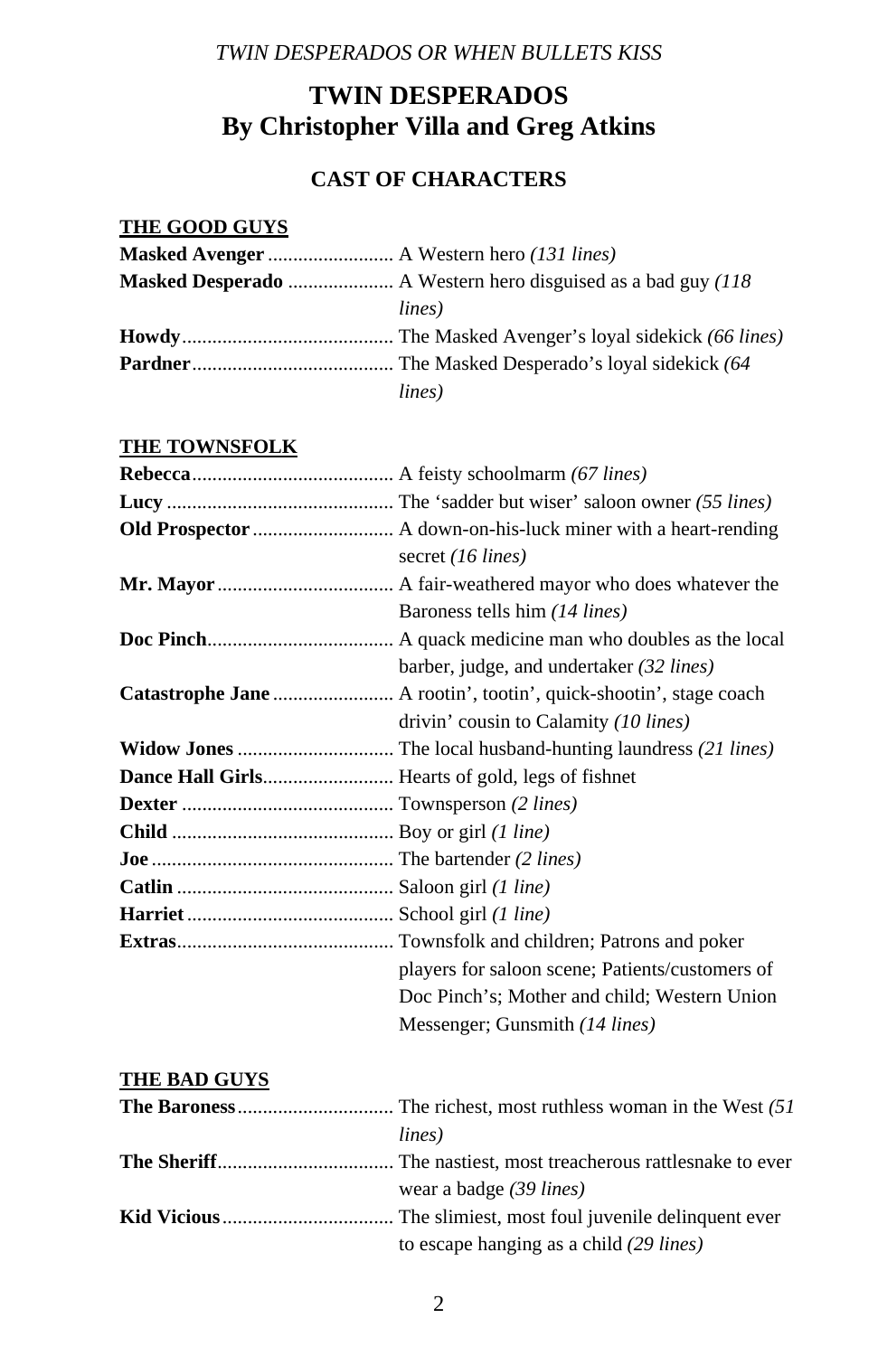# TWIN DESPERADOS
# By Christopher Villa and Greg Atkins

## CAST OF CHARACTERS

### THE GOOD GUYS

**Masked Avenger** ......................... A Western hero *(131 lines)*

**Masked Desperado** ..................... A Western hero disguised as a bad guy *(118 lines)*

**Howdy** .......................................... The Masked Avenger's loyal sidekick *(66 lines)*

**Pardner** ........................................ The Masked Desperado's loyal sidekick *(64 lines)*

### THE TOWNSFOLK

**Rebecca** ........................................ A feisty schoolmarm *(67 lines)*

**Lucy** ............................................. The 'sadder but wiser' saloon owner *(55 lines)*

**Old Prospector** ............................ A down-on-his-luck miner with a heart-rending secret *(16 lines)*

**Mr. Mayor** ................................... A fair-weathered mayor who does whatever the Baroness tells him *(14 lines)*

**Doc Pinch** ..................................... A quack medicine man who doubles as the local barber, judge, and undertaker *(32 lines)*

**Catastrophe Jane** ........................ A rootin', tootin', quick-shootin', stage coach drivin' cousin to Calamity *(10 lines)*

**Widow Jones** ............................... The local husband-hunting laundress *(21 lines)*

**Dance Hall Girls** .......................... Hearts of gold, legs of fishnet

**Dexter** .......................................... Townsperson *(2 lines)*

**Child** ............................................ Boy or girl *(1 line)*

**Joe** ................................................ The bartender *(2 lines)*

**Catlin** ........................................... Saloon girl *(1 line)*

**Harriet** ......................................... School girl *(1 line)*

**Extras** ........................................... Townsfolk and children; Patrons and poker players for saloon scene; Patients/customers of Doc Pinch's; Mother and child; Western Union Messenger; Gunsmith *(14 lines)*

### THE BAD GUYS

**The Baroness** ............................... The richest, most ruthless woman in the West *(51 lines)*

**The Sheriff** ................................... The nastiest, most treacherous rattlesnake to ever wear a badge *(39 lines)*

**Kid Vicious** .................................. The slimiest, most foul juvenile delinquent ever to escape hanging as a child *(29 lines)*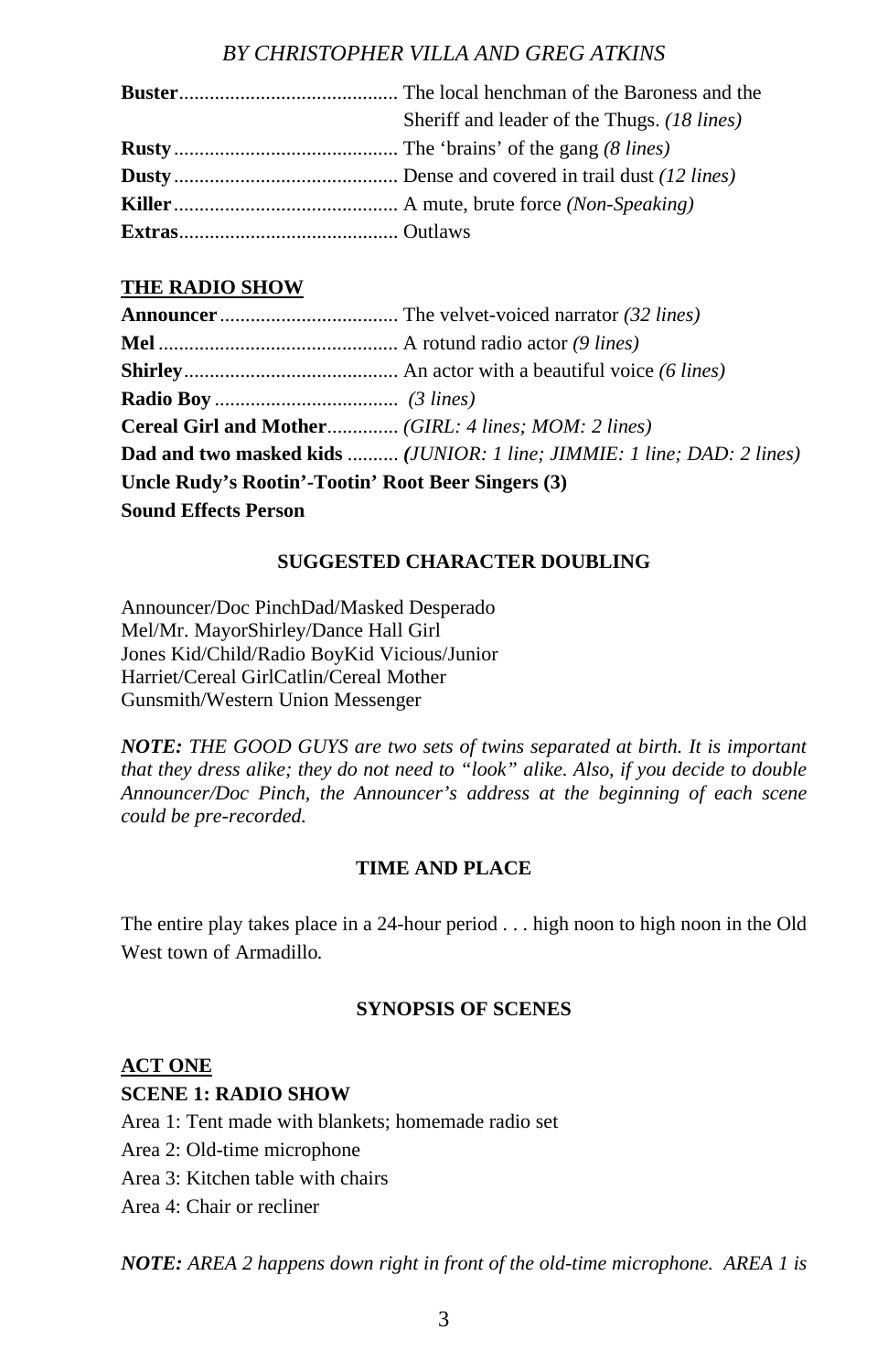**Buster**........................................... The local henchman of the Baroness and the Sheriff and leader of the Thugs. *(18 lines)*
**Rusty**............................................ The 'brains' of the gang *(8 lines)*
**Dusty**............................................ Dense and covered in trail dust *(12 lines)*
**Killer**............................................ A mute, brute force *(Non-Speaking)*
**Extras**........................................... Outlaws

**THE RADIO SHOW**

**Announcer**.................................... The velvet-voiced narrator *(32 lines)*
**Mel**............................................... A rotund radio actor *(9 lines)*
**Shirley**.......................................... An actor with a beautiful voice *(6 lines)*
**Radio Boy**.................................... *(3 lines)*
**Cereal Girl and Mother**.............. *(GIRL: 4 lines; MOM: 2 lines)*
**Dad and two masked kids** .......... *(JUNIOR: 1 line; JIMMIE: 1 line; DAD: 2 lines)*
**Uncle Rudy's Rootin'-Tootin' Root Beer Singers (3)**
**Sound Effects Person**

**SUGGESTED CHARACTER DOUBLING**

Announcer/Doc Pinch Dad/Masked Desperado
Mel/Mr. Mayor Shirley/Dance Hall Girl
Jones Kid/Child/Radio Boy Kid Vicious/Junior
Harriet/Cereal Girl Catlin/Cereal Mother
Gunsmith/Western Union Messenger

***NOTE:** THE GOOD GUYS are two sets of twins separated at birth. It is important that they dress alike; they do not need to "look" alike. Also, if you decide to double Announcer/Doc Pinch, the Announcer's address at the beginning of each scene could be pre-recorded.*

**TIME AND PLACE**

The entire play takes place in a 24-hour period . . . high noon to high noon in the Old West town of Armadillo.

**SYNOPSIS OF SCENES**

**ACT ONE**

**SCENE 1: RADIO SHOW**

Area 1: Tent made with blankets; homemade radio set
Area 2: Old-time microphone
Area 3: Kitchen table with chairs
Area 4: Chair or recliner

***NOTE:** AREA 2 happens down right in front of the old-time microphone. AREA 1 is*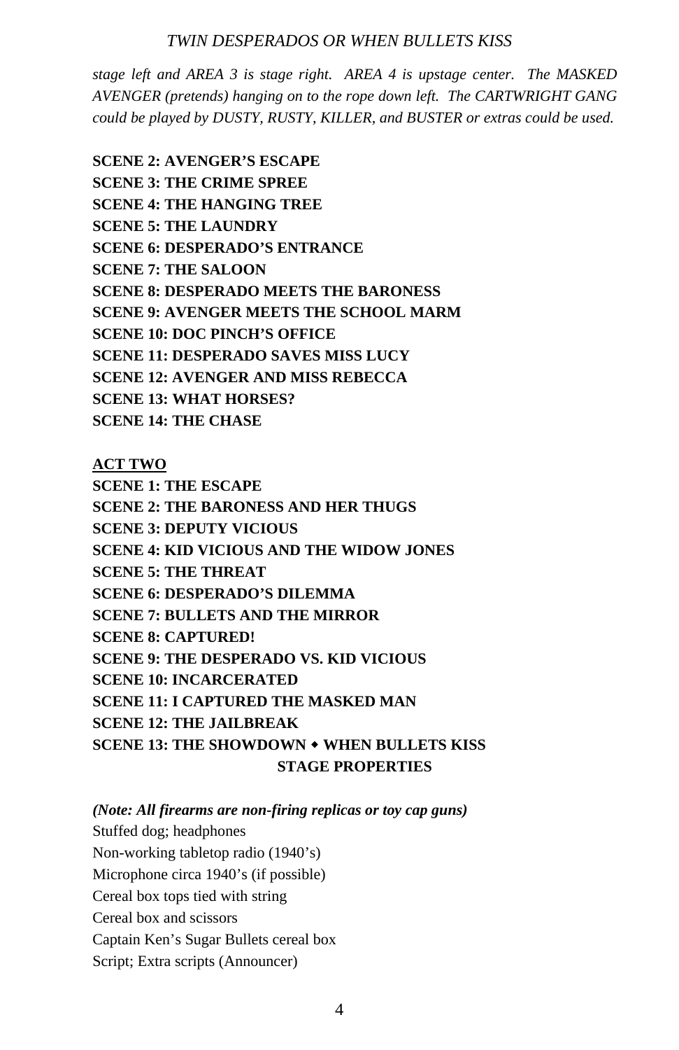*stage left and AREA 3 is stage right. AREA 4 is upstage center. The MASKED AVENGER (pretends) hanging on to the rope down left. The CARTWRIGHT GANG could be played by DUSTY, RUSTY, KILLER, and BUSTER or extras could be used.*

**SCENE 2: AVENGER'S ESCAPE**
**SCENE 3: THE CRIME SPREE**
**SCENE 4: THE HANGING TREE**
**SCENE 5: THE LAUNDRY**
**SCENE 6: DESPERADO'S ENTRANCE**
**SCENE 7: THE SALOON**
**SCENE 8: DESPERADO MEETS THE BARONESS**
**SCENE 9: AVENGER MEETS THE SCHOOL MARM**
**SCENE 10: DOC PINCH'S OFFICE**
**SCENE 11: DESPERADO SAVES MISS LUCY**
**SCENE 12: AVENGER AND MISS REBECCA**
**SCENE 13: WHAT HORSES?**
**SCENE 14: THE CHASE**

**ACT TWO**

**SCENE 1: THE ESCAPE**
**SCENE 2: THE BARONESS AND HER THUGS**
**SCENE 3: DEPUTY VICIOUS**
**SCENE 4: KID VICIOUS AND THE WIDOW JONES**
**SCENE 5: THE THREAT**
**SCENE 6: DESPERADO'S DILEMMA**
**SCENE 7: BULLETS AND THE MIRROR**
**SCENE 8: CAPTURED!**
**SCENE 9: THE DESPERADO VS. KID VICIOUS**
**SCENE 10: INCARCERATED**
**SCENE 11: I CAPTURED THE MASKED MAN**
**SCENE 12: THE JAILBREAK**
**SCENE 13: THE SHOWDOWN ◆ WHEN BULLETS KISS**

## STAGE PROPERTIES

***(Note: All firearms are non-firing replicas or toy cap guns)***

Stuffed dog; headphones
Non-working tabletop radio (1940's)
Microphone circa 1940's (if possible)
Cereal box tops tied with string
Cereal box and scissors
Captain Ken's Sugar Bullets cereal box
Script; Extra scripts (Announcer)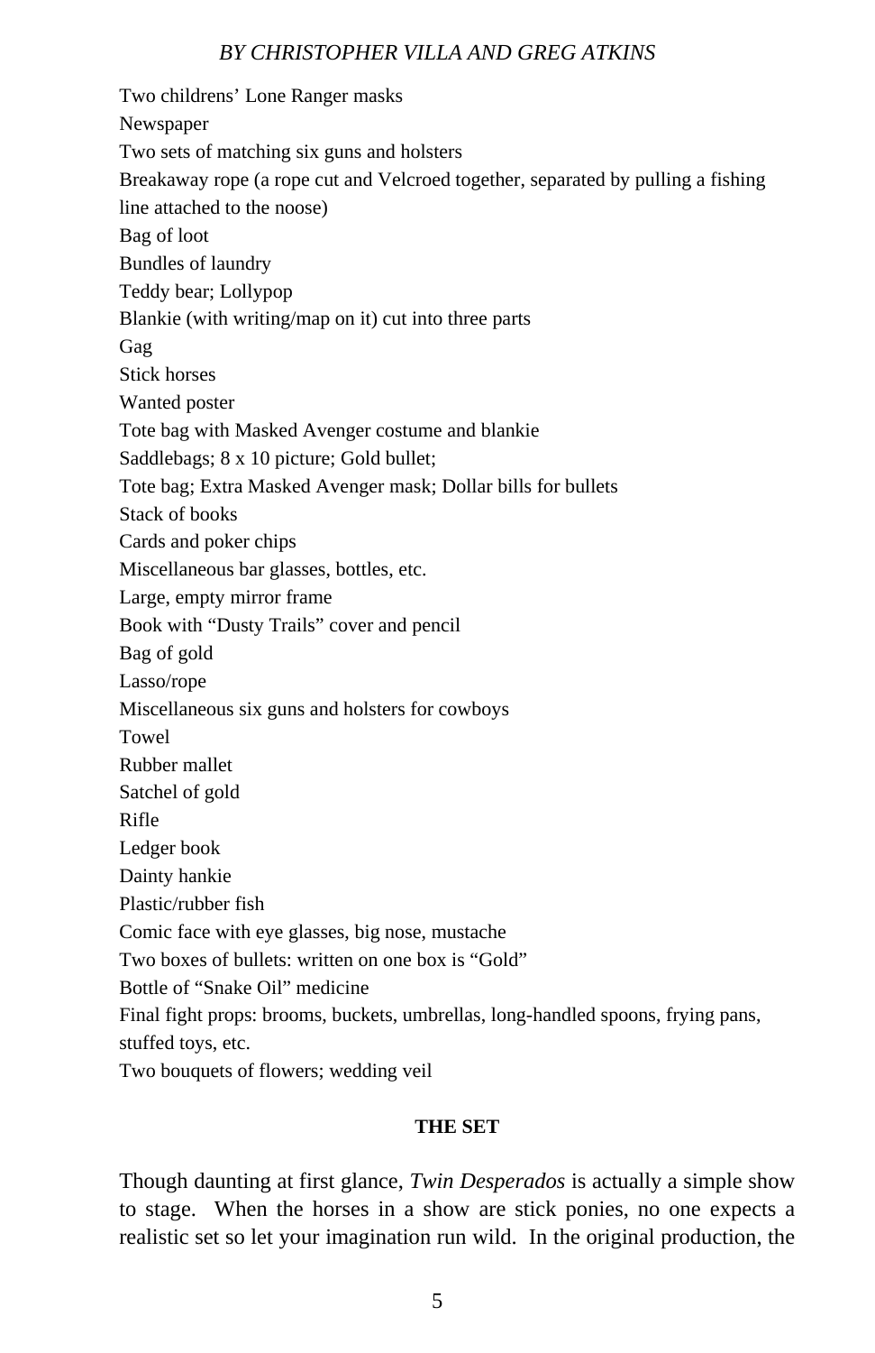Two childrens' Lone Ranger masks
Newspaper
Two sets of matching six guns and holsters
Breakaway rope (a rope cut and Velcroed together, separated by pulling a fishing line attached to the noose)
Bag of loot
Bundles of laundry
Teddy bear; Lollypop
Blankie (with writing/map on it) cut into three parts
Gag
Stick horses
Wanted poster
Tote bag with Masked Avenger costume and blankie
Saddlebags; 8 x 10 picture; Gold bullet;
Tote bag; Extra Masked Avenger mask; Dollar bills for bullets
Stack of books
Cards and poker chips
Miscellaneous bar glasses, bottles, etc.
Large, empty mirror frame
Book with "Dusty Trails" cover and pencil
Bag of gold
Lasso/rope
Miscellaneous six guns and holsters for cowboys
Towel
Rubber mallet
Satchel of gold
Rifle
Ledger book
Dainty hankie
Plastic/rubber fish
Comic face with eye glasses, big nose, mustache
Two boxes of bullets: written on one box is "Gold"
Bottle of "Snake Oil" medicine
Final fight props: brooms, buckets, umbrellas, long-handled spoons, frying pans, stuffed toys, etc.
Two bouquets of flowers; wedding veil

**THE SET**

Though daunting at first glance, *Twin Desperados* is actually a simple show to stage. When the horses in a show are stick ponies, no one expects a realistic set so let your imagination run wild. In the original production, the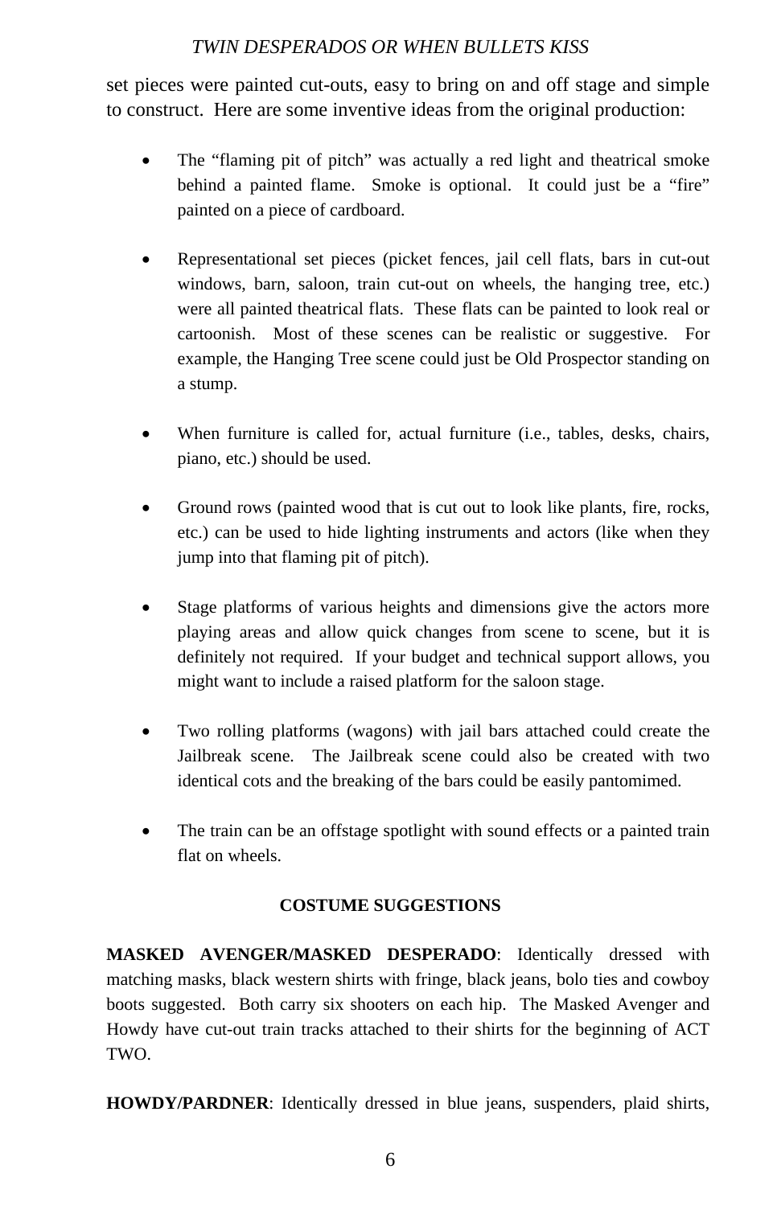set pieces were painted cut-outs, easy to bring on and off stage and simple to construct. Here are some inventive ideas from the original production:

- The “flaming pit of pitch” was actually a red light and theatrical smoke behind a painted flame. Smoke is optional. It could just be a “fire” painted on a piece of cardboard.

- Representational set pieces (picket fences, jail cell flats, bars in cut-out windows, barn, saloon, train cut-out on wheels, the hanging tree, etc.) were all painted theatrical flats. These flats can be painted to look real or cartoonish. Most of these scenes can be realistic or suggestive. For example, the Hanging Tree scene could just be Old Prospector standing on a stump.

- When furniture is called for, actual furniture (i.e., tables, desks, chairs, piano, etc.) should be used.

- Ground rows (painted wood that is cut out to look like plants, fire, rocks, etc.) can be used to hide lighting instruments and actors (like when they jump into that flaming pit of pitch).

- Stage platforms of various heights and dimensions give the actors more playing areas and allow quick changes from scene to scene, but it is definitely not required. If your budget and technical support allows, you might want to include a raised platform for the saloon stage.

- Two rolling platforms (wagons) with jail bars attached could create the Jailbreak scene. The Jailbreak scene could also be created with two identical cots and the breaking of the bars could be easily pantomimed.

- The train can be an offstage spotlight with sound effects or a painted train flat on wheels.

**COSTUME SUGGESTIONS**

**MASKED AVENGER/MASKED DESPERADO**: Identically dressed with matching masks, black western shirts with fringe, black jeans, bolo ties and cowboy boots suggested. Both carry six shooters on each hip. The Masked Avenger and Howdy have cut-out train tracks attached to their shirts for the beginning of ACT TWO.

**HOWDY/PARDNER**: Identically dressed in blue jeans, suspenders, plaid shirts,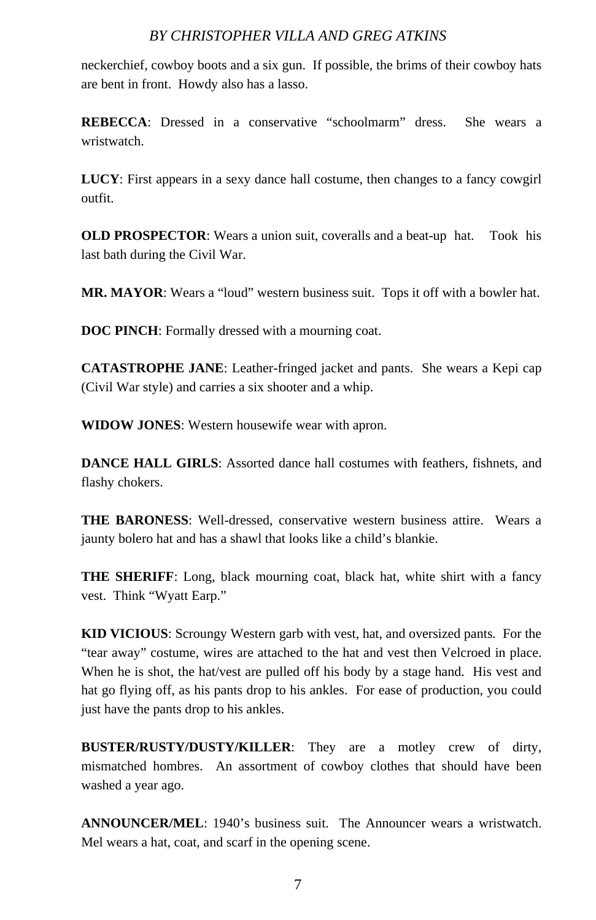neckerchief, cowboy boots and a six gun. If possible, the brims of their cowboy hats are bent in front. Howdy also has a lasso.

**REBECCA**: Dressed in a conservative "schoolmarm" dress. She wears a wristwatch.

**LUCY**: First appears in a sexy dance hall costume, then changes to a fancy cowgirl outfit.

**OLD PROSPECTOR**: Wears a union suit, coveralls and a beat-up hat. Took his last bath during the Civil War.

**MR. MAYOR**: Wears a "loud" western business suit. Tops it off with a bowler hat.

**DOC PINCH**: Formally dressed with a mourning coat.

**CATASTROPHE JANE**: Leather-fringed jacket and pants. She wears a Kepi cap (Civil War style) and carries a six shooter and a whip.

**WIDOW JONES**: Western housewife wear with apron.

**DANCE HALL GIRLS**: Assorted dance hall costumes with feathers, fishnets, and flashy chokers.

**THE BARONESS**: Well-dressed, conservative western business attire. Wears a jaunty bolero hat and has a shawl that looks like a child's blankie.

**THE SHERIFF**: Long, black mourning coat, black hat, white shirt with a fancy vest. Think "Wyatt Earp."

**KID VICIOUS**: Scroungy Western garb with vest, hat, and oversized pants. For the "tear away" costume, wires are attached to the hat and vest then Velcroed in place. When he is shot, the hat/vest are pulled off his body by a stage hand. His vest and hat go flying off, as his pants drop to his ankles. For ease of production, you could just have the pants drop to his ankles.

**BUSTER/RUSTY/DUSTY/KILLER**: They are a motley crew of dirty, mismatched hombres. An assortment of cowboy clothes that should have been washed a year ago.

**ANNOUNCER/MEL**: 1940's business suit. The Announcer wears a wristwatch. Mel wears a hat, coat, and scarf in the opening scene.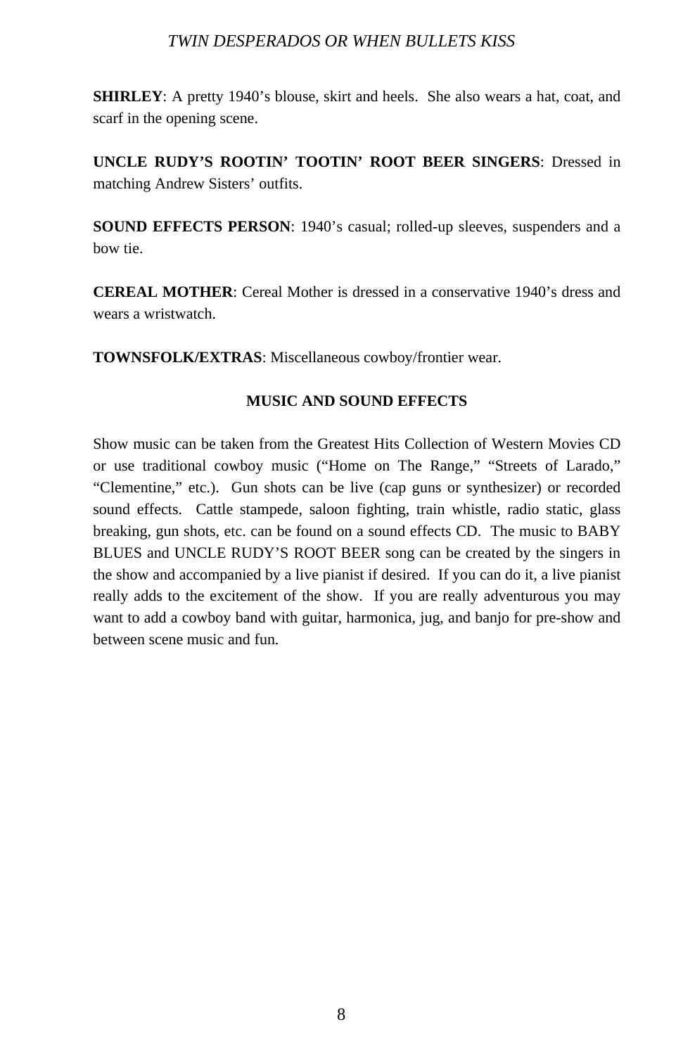**SHIRLEY**: A pretty 1940's blouse, skirt and heels. She also wears a hat, coat, and scarf in the opening scene.

**UNCLE RUDY'S ROOTIN' TOOTIN' ROOT BEER SINGERS**: Dressed in matching Andrew Sisters' outfits.

**SOUND EFFECTS PERSON**: 1940's casual; rolled-up sleeves, suspenders and a bow tie.

**CEREAL MOTHER**: Cereal Mother is dressed in a conservative 1940's dress and wears a wristwatch.

**TOWNSFOLK/EXTRAS**: Miscellaneous cowboy/frontier wear.

## MUSIC AND SOUND EFFECTS

Show music can be taken from the Greatest Hits Collection of Western Movies CD or use traditional cowboy music ("Home on The Range," "Streets of Larado," "Clementine," etc.). Gun shots can be live (cap guns or synthesizer) or recorded sound effects. Cattle stampede, saloon fighting, train whistle, radio static, glass breaking, gun shots, etc. can be found on a sound effects CD. The music to BABY BLUES and UNCLE RUDY'S ROOT BEER song can be created by the singers in the show and accompanied by a live pianist if desired. If you can do it, a live pianist really adds to the excitement of the show. If you are really adventurous you may want to add a cowboy band with guitar, harmonica, jug, and banjo for pre-show and between scene music and fun.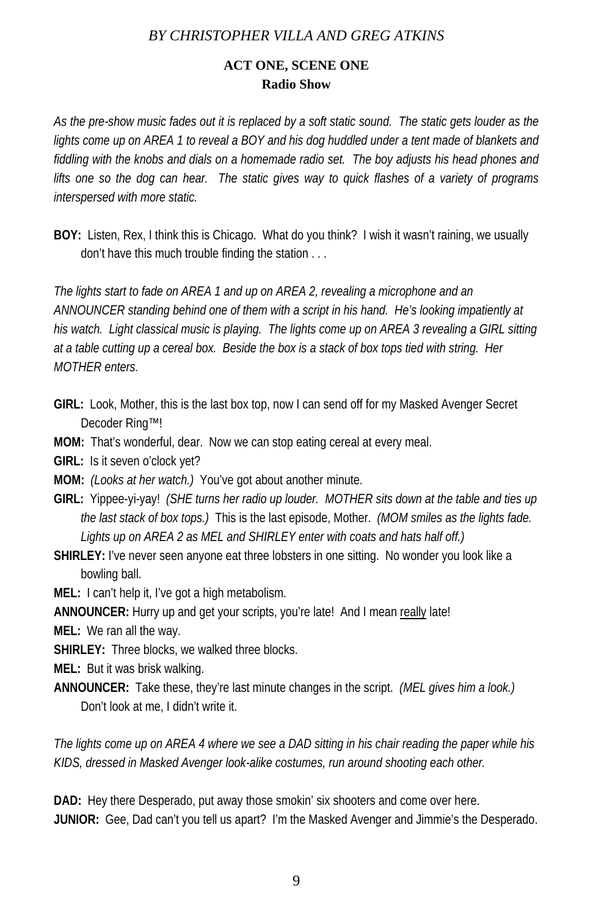*BY CHRISTOPHER VILLA AND GREG ATKINS*

**ACT ONE, SCENE ONE**
**Radio Show**

*As the pre-show music fades out it is replaced by a soft static sound. The static gets louder as the lights come up on AREA 1 to reveal a BOY and his dog huddled under a tent made of blankets and fiddling with the knobs and dials on a homemade radio set. The boy adjusts his head phones and lifts one so the dog can hear. The static gives way to quick flashes of a variety of programs interspersed with more static.*

**BOY:** Listen, Rex, I think this is Chicago. What do you think? I wish it wasn't raining, we usually don't have this much trouble finding the station . . .

*The lights start to fade on AREA 1 and up on AREA 2, revealing a microphone and an ANNOUNCER standing behind one of them with a script in his hand. He's looking impatiently at his watch. Light classical music is playing. The lights come up on AREA 3 revealing a GIRL sitting at a table cutting up a cereal box. Beside the box is a stack of box tops tied with string. Her MOTHER enters.*

**GIRL:** Look, Mother, this is the last box top, now I can send off for my Masked Avenger Secret Decoder Ring™!

**MOM:** That's wonderful, dear. Now we can stop eating cereal at every meal.

**GIRL:** Is it seven o'clock yet?

**MOM:** *(Looks at her watch.)* You've got about another minute.

**GIRL:** Yippee-yi-yay! *(SHE turns her radio up louder. MOTHER sits down at the table and ties up the last stack of box tops.)* This is the last episode, Mother. *(MOM smiles as the lights fade. Lights up on AREA 2 as MEL and SHIRLEY enter with coats and hats half off.)*

**SHIRLEY:** I've never seen anyone eat three lobsters in one sitting. No wonder you look like a bowling ball.

**MEL:** I can't help it, I've got a high metabolism.

**ANNOUNCER:** Hurry up and get your scripts, you're late! And I mean <u>really</u> late!

**MEL:** We ran all the way.

**SHIRLEY:** Three blocks, we walked three blocks.

**MEL:** But it was brisk walking.

**ANNOUNCER:** Take these, they're last minute changes in the script. *(MEL gives him a look.)* Don't look at me, I didn't write it.

*The lights come up on AREA 4 where we see a DAD sitting in his chair reading the paper while his KIDS, dressed in Masked Avenger look-alike costumes, run around shooting each other.*

**DAD:** Hey there Desperado, put away those smokin' six shooters and come over here.

**JUNIOR:** Gee, Dad can't you tell us apart? I'm the Masked Avenger and Jimmie's the Desperado.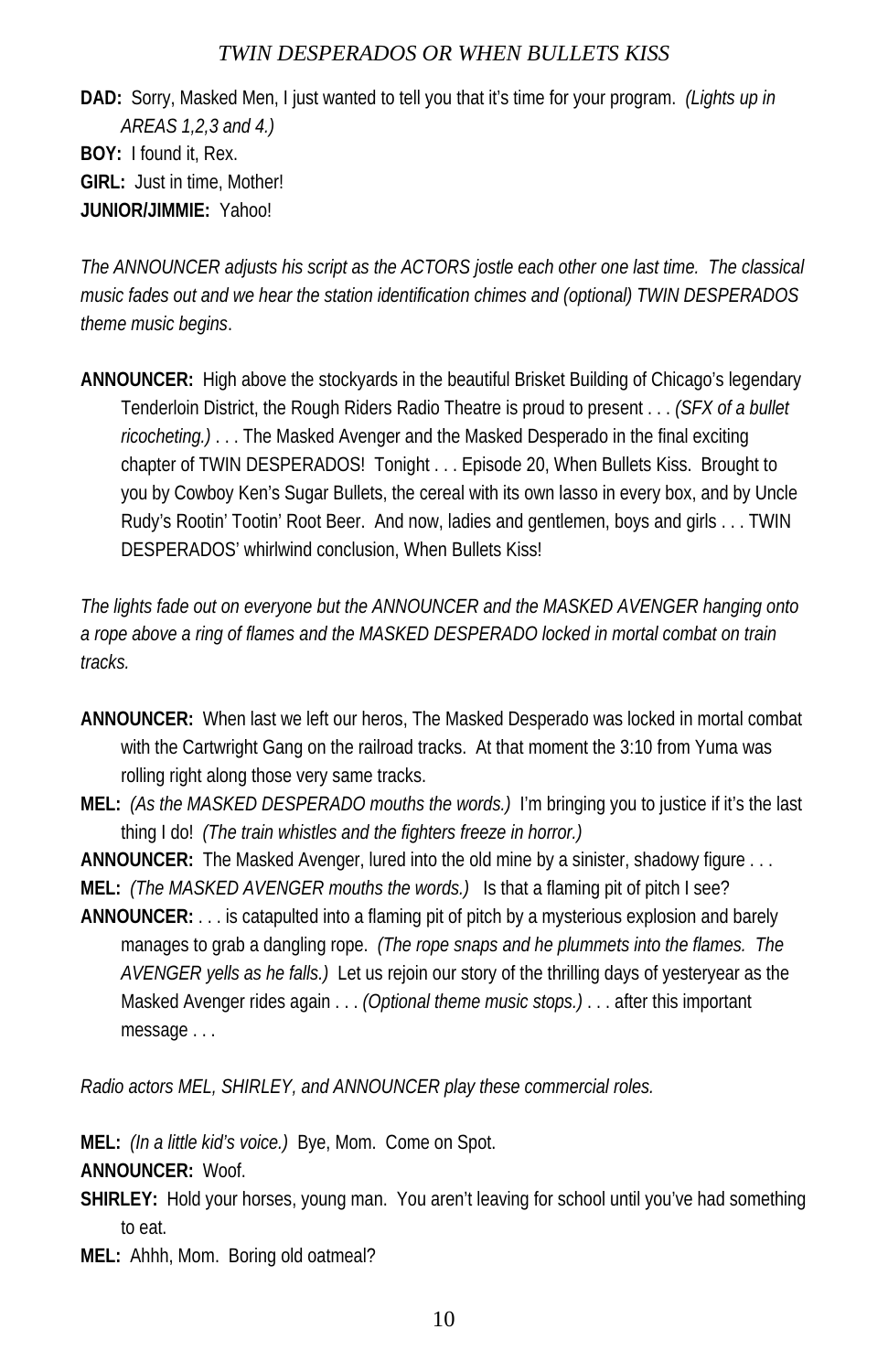**DAD:** Sorry, Masked Men, I just wanted to tell you that it's time for your program. *(Lights up in AREAS 1,2,3 and 4.)*

**BOY:** I found it, Rex.

**GIRL:** Just in time, Mother!

**JUNIOR/JIMMIE:** Yahoo!

*The ANNOUNCER adjusts his script as the ACTORS jostle each other one last time. The classical music fades out and we hear the station identification chimes and (optional) TWIN DESPERADOS theme music begins*.

**ANNOUNCER:** High above the stockyards in the beautiful Brisket Building of Chicago's legendary Tenderloin District, the Rough Riders Radio Theatre is proud to present . . . *(SFX of a bullet ricocheting.)* . . . The Masked Avenger and the Masked Desperado in the final exciting chapter of TWIN DESPERADOS! Tonight . . . Episode 20, When Bullets Kiss. Brought to you by Cowboy Ken's Sugar Bullets, the cereal with its own lasso in every box, and by Uncle Rudy's Rootin' Tootin' Root Beer. And now, ladies and gentlemen, boys and girls . . . TWIN DESPERADOS' whirlwind conclusion, When Bullets Kiss!

*The lights fade out on everyone but the ANNOUNCER and the MASKED AVENGER hanging onto a rope above a ring of flames and the MASKED DESPERADO locked in mortal combat on train tracks.*

**ANNOUNCER:** When last we left our heros, The Masked Desperado was locked in mortal combat with the Cartwright Gang on the railroad tracks. At that moment the 3:10 from Yuma was rolling right along those very same tracks.

**MEL:** *(As the MASKED DESPERADO mouths the words.)* I'm bringing you to justice if it's the last thing I do! *(The train whistles and the fighters freeze in horror.)*

**ANNOUNCER:** The Masked Avenger, lured into the old mine by a sinister, shadowy figure . . .

**MEL:** *(The MASKED AVENGER mouths the words.)* Is that a flaming pit of pitch I see?

**ANNOUNCER:** . . . is catapulted into a flaming pit of pitch by a mysterious explosion and barely manages to grab a dangling rope. *(The rope snaps and he plummets into the flames. The AVENGER yells as he falls.)* Let us rejoin our story of the thrilling days of yesteryear as the Masked Avenger rides again . . . *(Optional theme music stops.)* . . . after this important message . . .

*Radio actors MEL, SHIRLEY, and ANNOUNCER play these commercial roles.*

**MEL:** *(In a little kid's voice.)* Bye, Mom. Come on Spot.

**ANNOUNCER:** Woof.

**SHIRLEY:** Hold your horses, young man. You aren't leaving for school until you've had something to eat.

**MEL:** Ahhh, Mom. Boring old oatmeal?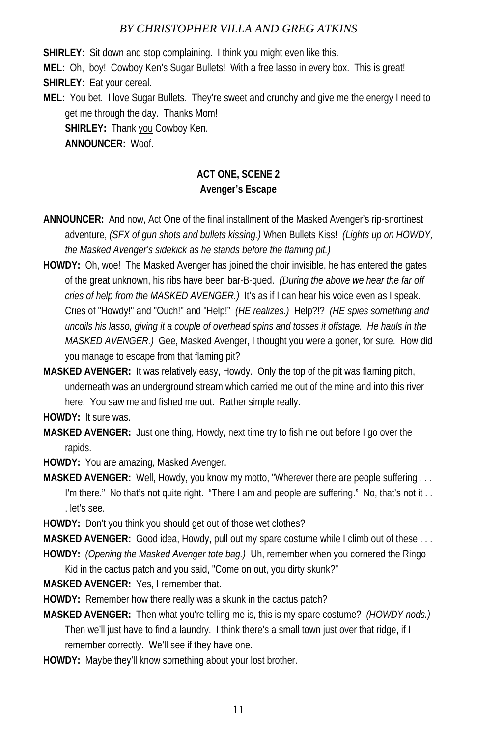**SHIRLEY:** Sit down and stop complaining. I think you might even like this.

**MEL:** Oh, boy! Cowboy Ken's Sugar Bullets! With a free lasso in every box. This is great!

**SHIRLEY:** Eat your cereal.

**MEL:** You bet. I love Sugar Bullets. They're sweet and crunchy and give me the energy I need to get me through the day. Thanks Mom!

**SHIRLEY:** Thank <u>you</u> Cowboy Ken.

**ANNOUNCER:** Woof.

### ACT ONE, SCENE 2
### Avenger's Escape

**ANNOUNCER:** And now, Act One of the final installment of the Masked Avenger's rip-snortinest adventure, *(SFX of gun shots and bullets kissing.)* When Bullets Kiss! *(Lights up on HOWDY, the Masked Avenger's sidekick as he stands before the flaming pit.)*

**HOWDY:** Oh, woe! The Masked Avenger has joined the choir invisible, he has entered the gates of the great unknown, his ribs have been bar-B-qued. *(During the above we hear the far off cries of help from the MASKED AVENGER.)* It's as if I can hear his voice even as I speak. Cries of "Howdy!" and "Ouch!" and "Help!" *(HE realizes.)* Help?!? *(HE spies something and uncoils his lasso, giving it a couple of overhead spins and tosses it offstage. He hauls in the MASKED AVENGER.)* Gee, Masked Avenger, I thought you were a goner, for sure. How did you manage to escape from that flaming pit?

**MASKED AVENGER:** It was relatively easy, Howdy. Only the top of the pit was flaming pitch, underneath was an underground stream which carried me out of the mine and into this river here. You saw me and fished me out. Rather simple really.

**HOWDY:** It sure was.

**MASKED AVENGER:** Just one thing, Howdy, next time try to fish me out before I go over the rapids.

**HOWDY:** You are amazing, Masked Avenger.

**MASKED AVENGER:** Well, Howdy, you know my motto, "Wherever there are people suffering . . . I'm there." No that's not quite right. "There I am and people are suffering." No, that's not it . . . let's see.

**HOWDY:** Don't you think you should get out of those wet clothes?

**MASKED AVENGER:** Good idea, Howdy, pull out my spare costume while I climb out of these . . .

**HOWDY:** *(Opening the Masked Avenger tote bag.)* Uh, remember when you cornered the Ringo Kid in the cactus patch and you said, "Come on out, you dirty skunk?"

**MASKED AVENGER:** Yes, I remember that.

**HOWDY:** Remember how there really was a skunk in the cactus patch?

**MASKED AVENGER:** Then what you're telling me is, this is my spare costume? *(HOWDY nods.)* Then we'll just have to find a laundry. I think there's a small town just over that ridge, if I remember correctly. We'll see if they have one.

**HOWDY:** Maybe they'll know something about your lost brother.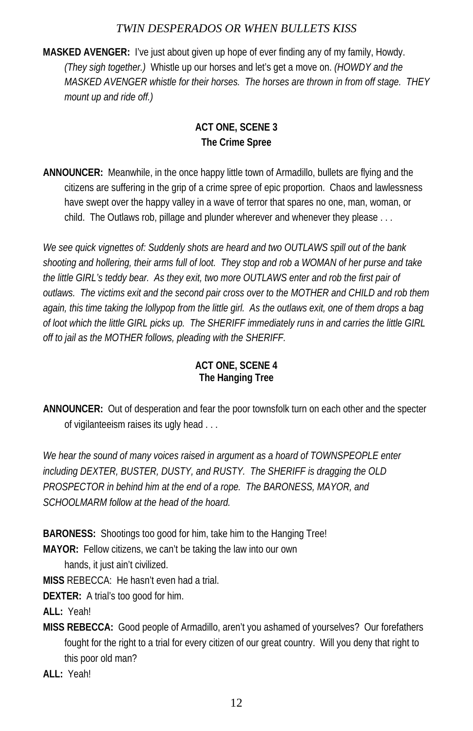**MASKED AVENGER:** I've just about given up hope of ever finding any of my family, Howdy. *(They sigh together.)* Whistle up our horses and let's get a move on. *(HOWDY and the MASKED AVENGER whistle for their horses. The horses are thrown in from off stage. THEY mount up and ride off.)*

## ACT ONE, SCENE 3
## The Crime Spree

**ANNOUNCER:** Meanwhile, in the once happy little town of Armadillo, bullets are flying and the citizens are suffering in the grip of a crime spree of epic proportion. Chaos and lawlessness have swept over the happy valley in a wave of terror that spares no one, man, woman, or child. The Outlaws rob, pillage and plunder wherever and whenever they please . . .

*We see quick vignettes of: Suddenly shots are heard and two OUTLAWS spill out of the bank shooting and hollering, their arms full of loot. They stop and rob a WOMAN of her purse and take the little GIRL's teddy bear. As they exit, two more OUTLAWS enter and rob the first pair of outlaws. The victims exit and the second pair cross over to the MOTHER and CHILD and rob them again, this time taking the lollypop from the little girl. As the outlaws exit, one of them drops a bag of loot which the little GIRL picks up. The SHERIFF immediately runs in and carries the little GIRL off to jail as the MOTHER follows, pleading with the SHERIFF.*

## ACT ONE, SCENE 4
## The Hanging Tree

**ANNOUNCER:** Out of desperation and fear the poor townsfolk turn on each other and the specter of vigilanteeism raises its ugly head . . .

*We hear the sound of many voices raised in argument as a hoard of TOWNSPEOPLE enter including DEXTER, BUSTER, DUSTY, and RUSTY. The SHERIFF is dragging the OLD PROSPECTOR in behind him at the end of a rope. The BARONESS, MAYOR, and SCHOOLMARM follow at the head of the hoard.*

**BARONESS:** Shootings too good for him, take him to the Hanging Tree!

**MAYOR:** Fellow citizens, we can't be taking the law into our own hands, it just ain't civilized.

**MISS** REBECCA: He hasn't even had a trial.

**DEXTER:** A trial's too good for him.

**ALL:** Yeah!

**MISS REBECCA:** Good people of Armadillo, aren't you ashamed of yourselves? Our forefathers fought for the right to a trial for every citizen of our great country. Will you deny that right to this poor old man?

**ALL:** Yeah!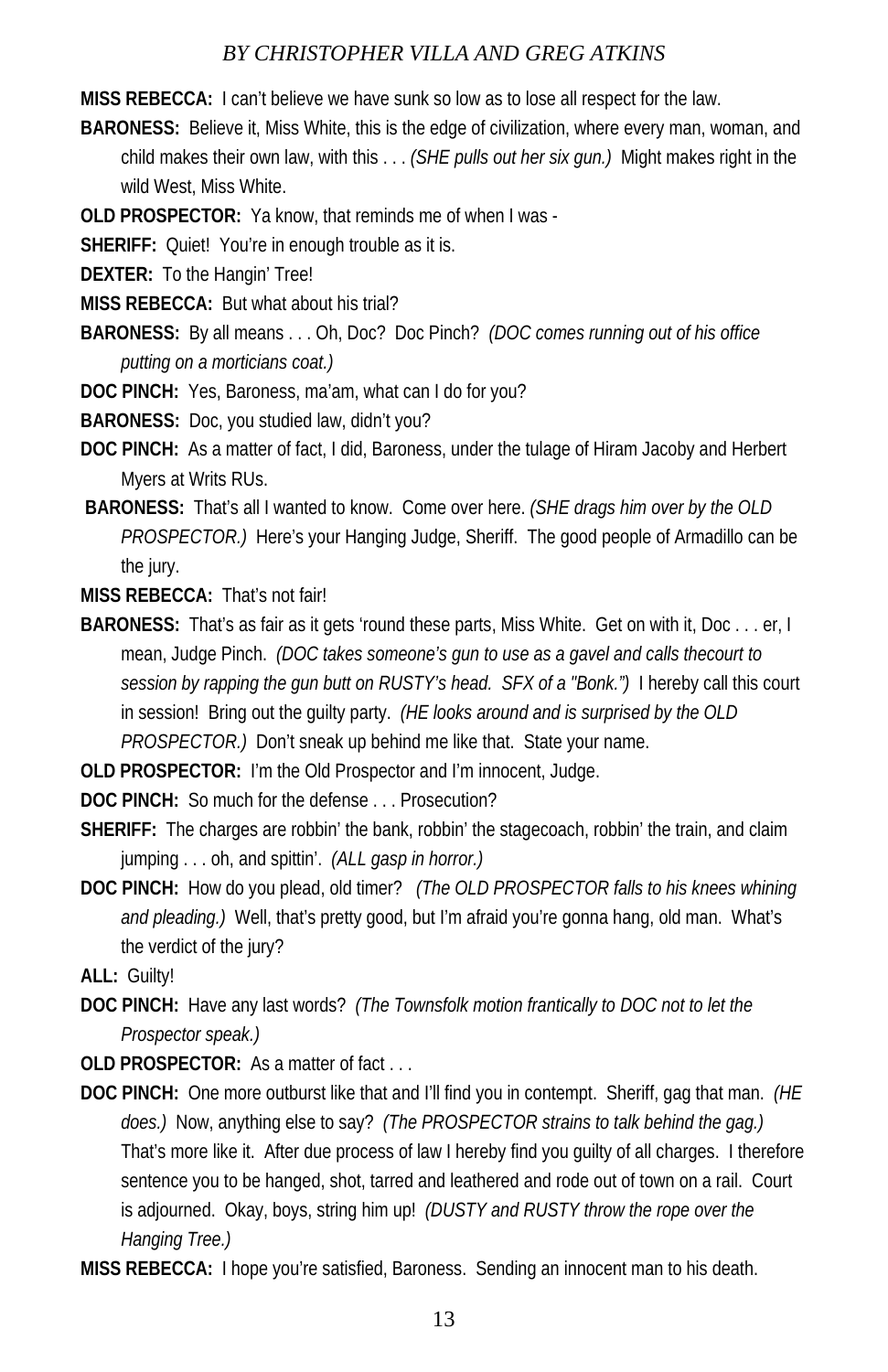**MISS REBECCA:** I can't believe we have sunk so low as to lose all respect for the law.

**BARONESS:** Believe it, Miss White, this is the edge of civilization, where every man, woman, and child makes their own law, with this . . . *(SHE pulls out her six gun.)* Might makes right in the wild West, Miss White.

**OLD PROSPECTOR:** Ya know, that reminds me of when I was -

**SHERIFF:** Quiet! You're in enough trouble as it is.

**DEXTER:** To the Hangin' Tree!

**MISS REBECCA:** But what about his trial?

**BARONESS:** By all means . . . Oh, Doc? Doc Pinch? *(DOC comes running out of his office putting on a morticians coat.)*

**DOC PINCH:** Yes, Baroness, ma'am, what can I do for you?

**BARONESS:** Doc, you studied law, didn't you?

**DOC PINCH:** As a matter of fact, I did, Baroness, under the tulage of Hiram Jacoby and Herbert Myers at Writs RUs.

**BARONESS:** That's all I wanted to know. Come over here. *(SHE drags him over by the OLD PROSPECTOR.)* Here's your Hanging Judge, Sheriff. The good people of Armadillo can be the jury.

**MISS REBECCA:** That's not fair!

**BARONESS:** That's as fair as it gets 'round these parts, Miss White. Get on with it, Doc . . . er, I mean, Judge Pinch. *(DOC takes someone's gun to use as a gavel and calls thecourt to session by rapping the gun butt on RUSTY's head. SFX of a "Bonk.")* I hereby call this court in session! Bring out the guilty party. *(HE looks around and is surprised by the OLD PROSPECTOR.)* Don't sneak up behind me like that. State your name.

**OLD PROSPECTOR:** I'm the Old Prospector and I'm innocent, Judge.

**DOC PINCH:** So much for the defense . . . Prosecution?

**SHERIFF:** The charges are robbin' the bank, robbin' the stagecoach, robbin' the train, and claim jumping . . . oh, and spittin'. *(ALL gasp in horror.)*

**DOC PINCH:** How do you plead, old timer? *(The OLD PROSPECTOR falls to his knees whining and pleading.)* Well, that's pretty good, but I'm afraid you're gonna hang, old man. What's the verdict of the jury?

**ALL:** Guilty!

**DOC PINCH:** Have any last words? *(The Townsfolk motion frantically to DOC not to let the Prospector speak.)*

**OLD PROSPECTOR:** As a matter of fact . . .

**DOC PINCH:** One more outburst like that and I'll find you in contempt. Sheriff, gag that man. *(HE does.)* Now, anything else to say? *(The PROSPECTOR strains to talk behind the gag.)* That's more like it. After due process of law I hereby find you guilty of all charges. I therefore sentence you to be hanged, shot, tarred and leathered and rode out of town on a rail. Court is adjourned. Okay, boys, string him up! *(DUSTY and RUSTY throw the rope over the Hanging Tree.)*

**MISS REBECCA:** I hope you're satisfied, Baroness. Sending an innocent man to his death.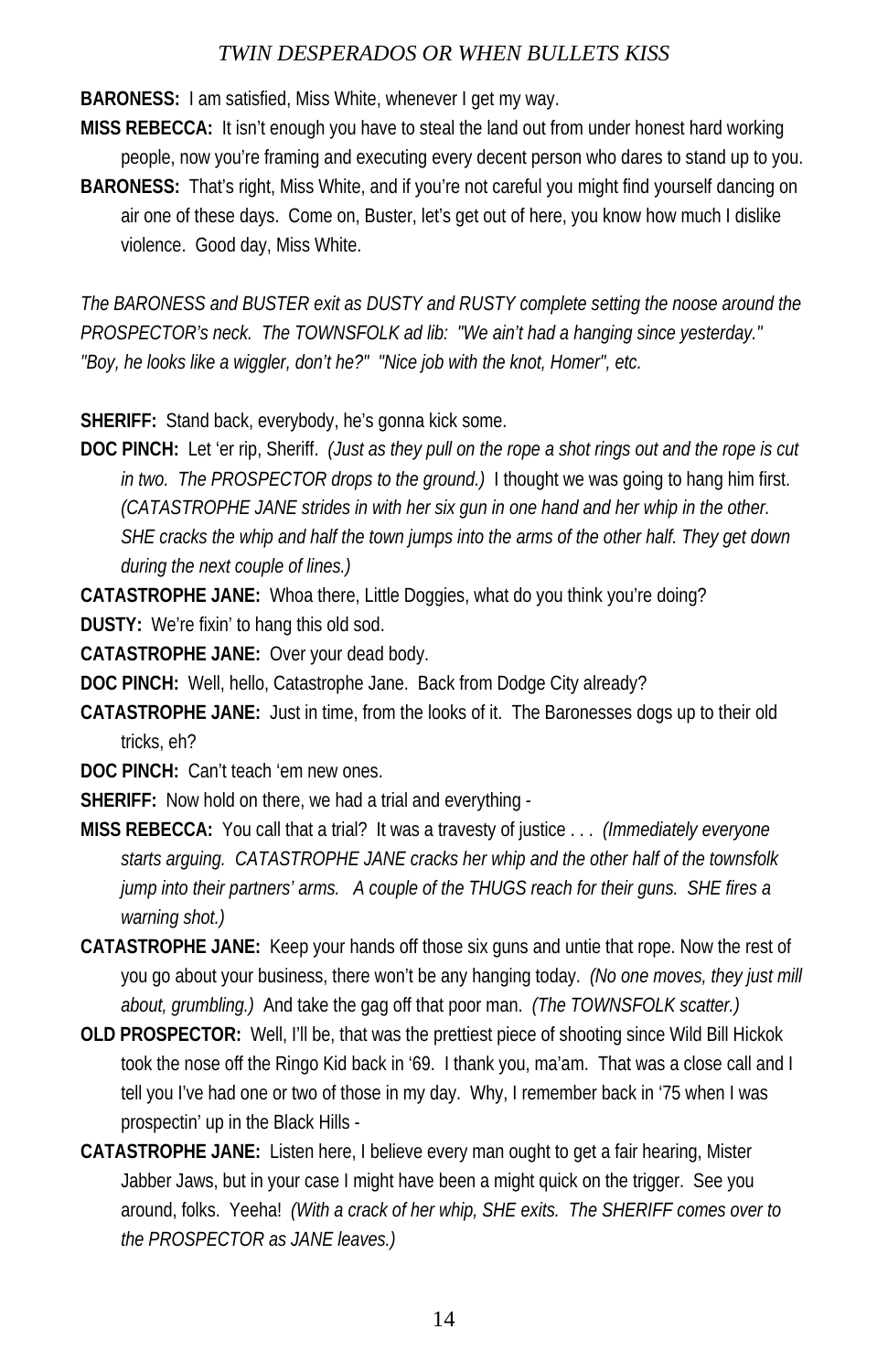**BARONESS:** I am satisfied, Miss White, whenever I get my way.

**MISS REBECCA:** It isn't enough you have to steal the land out from under honest hard working people, now you're framing and executing every decent person who dares to stand up to you.

**BARONESS:** That's right, Miss White, and if you're not careful you might find yourself dancing on air one of these days. Come on, Buster, let's get out of here, you know how much I dislike violence. Good day, Miss White.

*The BARONESS and BUSTER exit as DUSTY and RUSTY complete setting the noose around the PROSPECTOR's neck. The TOWNSFOLK ad lib: "We ain't had a hanging since yesterday." "Boy, he looks like a wiggler, don't he?" "Nice job with the knot, Homer", etc.*

**SHERIFF:** Stand back, everybody, he's gonna kick some.

**DOC PINCH:** Let 'er rip, Sheriff. *(Just as they pull on the rope a shot rings out and the rope is cut in two. The PROSPECTOR drops to the ground.)* I thought we was going to hang him first. *(CATASTROPHE JANE strides in with her six gun in one hand and her whip in the other. SHE cracks the whip and half the town jumps into the arms of the other half. They get down during the next couple of lines.)*

**CATASTROPHE JANE:** Whoa there, Little Doggies, what do you think you're doing?

**DUSTY:** We're fixin' to hang this old sod.

**CATASTROPHE JANE:** Over your dead body.

**DOC PINCH:** Well, hello, Catastrophe Jane. Back from Dodge City already?

**CATASTROPHE JANE:** Just in time, from the looks of it. The Baronesses dogs up to their old tricks, eh?

**DOC PINCH:** Can't teach 'em new ones.

**SHERIFF:** Now hold on there, we had a trial and everything -

**MISS REBECCA:** You call that a trial? It was a travesty of justice . . . *(Immediately everyone starts arguing. CATASTROPHE JANE cracks her whip and the other half of the townsfolk jump into their partners' arms. A couple of the THUGS reach for their guns. SHE fires a warning shot.)*

**CATASTROPHE JANE:** Keep your hands off those six guns and untie that rope. Now the rest of you go about your business, there won't be any hanging today. *(No one moves, they just mill about, grumbling.)* And take the gag off that poor man. *(The TOWNSFOLK scatter.)*

**OLD PROSPECTOR:** Well, I'll be, that was the prettiest piece of shooting since Wild Bill Hickok took the nose off the Ringo Kid back in '69. I thank you, ma'am. That was a close call and I tell you I've had one or two of those in my day. Why, I remember back in '75 when I was prospectin' up in the Black Hills -

**CATASTROPHE JANE:** Listen here, I believe every man ought to get a fair hearing, Mister Jabber Jaws, but in your case I might have been a might quick on the trigger. See you around, folks. Yeeha! *(With a crack of her whip, SHE exits. The SHERIFF comes over to the PROSPECTOR as JANE leaves.)*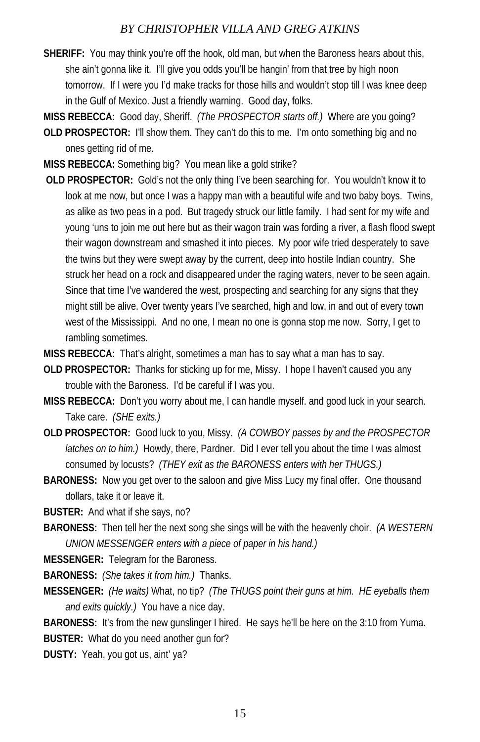**SHERIFF:** You may think you're off the hook, old man, but when the Baroness hears about this, she ain't gonna like it. I'll give you odds you'll be hangin' from that tree by high noon tomorrow. If I were you I'd make tracks for those hills and wouldn't stop till l was knee deep in the Gulf of Mexico. Just a friendly warning. Good day, folks.

**MISS REBECCA:** Good day, Sheriff. *(The PROSPECTOR starts off.)* Where are you going?

**OLD PROSPECTOR:** I'll show them. They can't do this to me. I'm onto something big and no ones getting rid of me.

**MISS REBECCA:** Something big? You mean like a gold strike?

**OLD PROSPECTOR:** Gold's not the only thing I've been searching for. You wouldn't know it to look at me now, but once I was a happy man with a beautiful wife and two baby boys. Twins, as alike as two peas in a pod. But tragedy struck our little family. I had sent for my wife and young 'uns to join me out here but as their wagon train was fording a river, a flash flood swept their wagon downstream and smashed it into pieces. My poor wife tried desperately to save the twins but they were swept away by the current, deep into hostile Indian country. She struck her head on a rock and disappeared under the raging waters, never to be seen again. Since that time I've wandered the west, prospecting and searching for any signs that they might still be alive. Over twenty years I've searched, high and low, in and out of every town west of the Mississippi. And no one, I mean no one is gonna stop me now. Sorry, I get to rambling sometimes.

**MISS REBECCA:** That's alright, sometimes a man has to say what a man has to say.

**OLD PROSPECTOR:** Thanks for sticking up for me, Missy. I hope I haven't caused you any trouble with the Baroness. I'd be careful if I was you.

**MISS REBECCA:** Don't you worry about me, I can handle myself. and good luck in your search. Take care. *(SHE exits.)*

**OLD PROSPECTOR:** Good luck to you, Missy. *(A COWBOY passes by and the PROSPECTOR latches on to him.)* Howdy, there, Pardner. Did I ever tell you about the time I was almost consumed by locusts? *(THEY exit as the BARONESS enters with her THUGS.)*

**BARONESS:** Now you get over to the saloon and give Miss Lucy my final offer. One thousand dollars, take it or leave it.

**BUSTER:** And what if she says, no?

**BARONESS:** Then tell her the next song she sings will be with the heavenly choir. *(A WESTERN UNION MESSENGER enters with a piece of paper in his hand.)*

**MESSENGER:** Telegram for the Baroness.

**BARONESS:** *(She takes it from him.)* Thanks.

**MESSENGER:** *(He waits)* What, no tip? *(The THUGS point their guns at him. HE eyeballs them and exits quickly.)* You have a nice day.

**BARONESS:** It's from the new gunslinger I hired. He says he'll be here on the 3:10 from Yuma.

**BUSTER:** What do you need another gun for?

**DUSTY:** Yeah, you got us, aint' ya?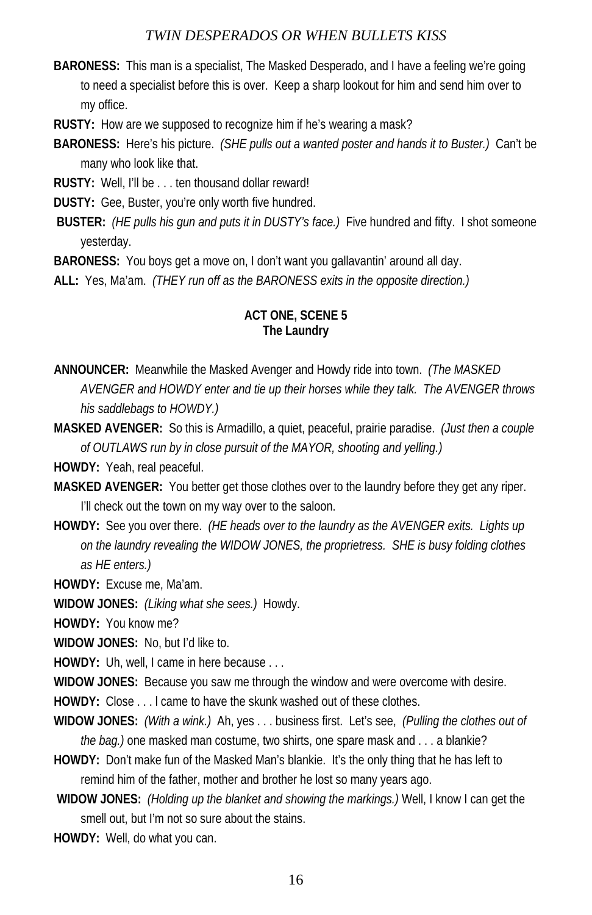**BARONESS:** This man is a specialist, The Masked Desperado, and I have a feeling we're going to need a specialist before this is over. Keep a sharp lookout for him and send him over to my office.

**RUSTY:** How are we supposed to recognize him if he's wearing a mask?

**BARONESS:** Here's his picture. *(SHE pulls out a wanted poster and hands it to Buster.)* Can't be many who look like that.

**RUSTY:** Well, I'll be . . . ten thousand dollar reward!

**DUSTY:** Gee, Buster, you're only worth five hundred.

**BUSTER:** *(HE pulls his gun and puts it in DUSTY's face.)* Five hundred and fifty. I shot someone yesterday.

**BARONESS:** You boys get a move on, I don't want you gallavantin' around all day.

**ALL:** Yes, Ma'am. *(THEY run off as the BARONESS exits in the opposite direction.)*

### ACT ONE, SCENE 5
### The Laundry

**ANNOUNCER:** Meanwhile the Masked Avenger and Howdy ride into town. *(The MASKED AVENGER and HOWDY enter and tie up their horses while they talk. The AVENGER throws his saddlebags to HOWDY.)*

**MASKED AVENGER:** So this is Armadillo, a quiet, peaceful, prairie paradise. *(Just then a couple of OUTLAWS run by in close pursuit of the MAYOR, shooting and yelling.)*

**HOWDY:** Yeah, real peaceful.

**MASKED AVENGER:** You better get those clothes over to the laundry before they get any riper. I'll check out the town on my way over to the saloon.

**HOWDY:** See you over there. *(HE heads over to the laundry as the AVENGER exits. Lights up on the laundry revealing the WIDOW JONES, the proprietress. SHE is busy folding clothes as HE enters.)*

**HOWDY:** Excuse me, Ma'am.

**WIDOW JONES:** *(Liking what she sees.)* Howdy.

**HOWDY:** You know me?

**WIDOW JONES:** No, but I'd like to.

**HOWDY:** Uh, well, I came in here because . . .

**WIDOW JONES:** Because you saw me through the window and were overcome with desire.

**HOWDY:** Close . . . I came to have the skunk washed out of these clothes.

**WIDOW JONES:** *(With a wink.)* Ah, yes . . . business first. Let's see, *(Pulling the clothes out of the bag.)* one masked man costume, two shirts, one spare mask and . . . a blankie?

**HOWDY:** Don't make fun of the Masked Man's blankie. It's the only thing that he has left to remind him of the father, mother and brother he lost so many years ago.

**WIDOW JONES:** *(Holding up the blanket and showing the markings.)* Well, I know I can get the smell out, but I'm not so sure about the stains.

**HOWDY:** Well, do what you can.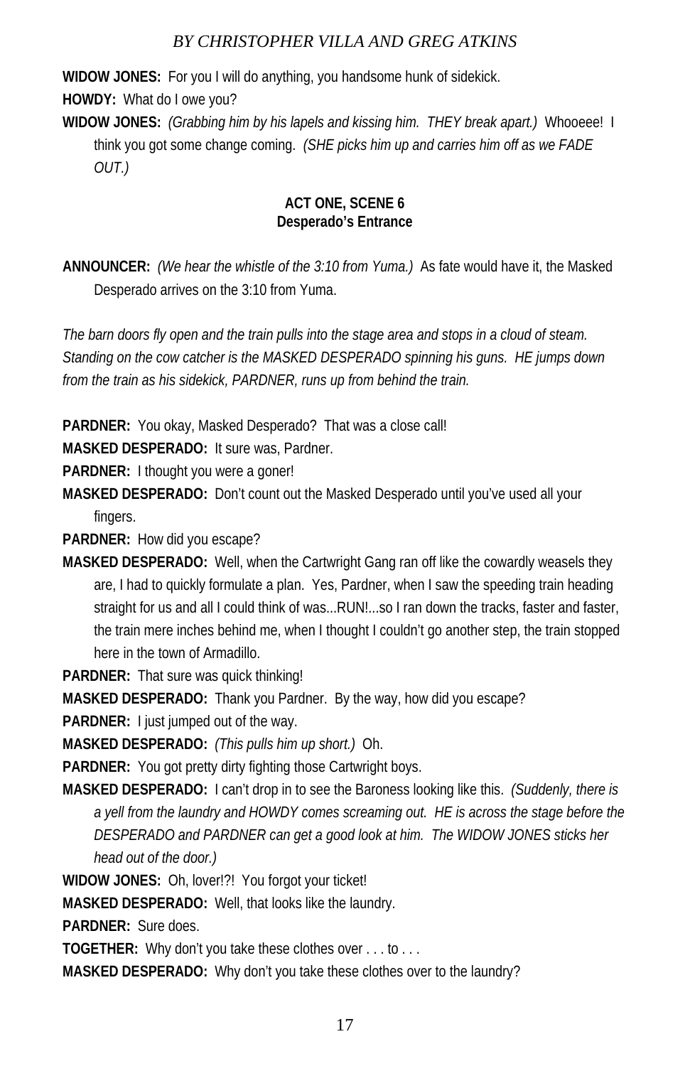**WIDOW JONES:** For you I will do anything, you handsome hunk of sidekick.

**HOWDY:** What do I owe you?

**WIDOW JONES:** *(Grabbing him by his lapels and kissing him. THEY break apart.)* Whooeee! I think you got some change coming. *(SHE picks him up and carries him off as we FADE OUT.)*

**ACT ONE, SCENE 6**
**Desperado's Entrance**

**ANNOUNCER:** *(We hear the whistle of the 3:10 from Yuma.)* As fate would have it, the Masked Desperado arrives on the 3:10 from Yuma.

*The barn doors fly open and the train pulls into the stage area and stops in a cloud of steam. Standing on the cow catcher is the MASKED DESPERADO spinning his guns. HE jumps down from the train as his sidekick, PARDNER, runs up from behind the train.*

**PARDNER:** You okay, Masked Desperado? That was a close call!

**MASKED DESPERADO:** It sure was, Pardner.

**PARDNER:** I thought you were a goner!

**MASKED DESPERADO:** Don't count out the Masked Desperado until you've used all your fingers.

**PARDNER:** How did you escape?

**MASKED DESPERADO:** Well, when the Cartwright Gang ran off like the cowardly weasels they are, I had to quickly formulate a plan. Yes, Pardner, when I saw the speeding train heading straight for us and all I could think of was...RUN!...so I ran down the tracks, faster and faster, the train mere inches behind me, when I thought I couldn't go another step, the train stopped here in the town of Armadillo.

**PARDNER:** That sure was quick thinking!

**MASKED DESPERADO:** Thank you Pardner. By the way, how did you escape?

**PARDNER:** I just jumped out of the way.

**MASKED DESPERADO:** *(This pulls him up short.)* Oh.

**PARDNER:** You got pretty dirty fighting those Cartwright boys.

**MASKED DESPERADO:** I can't drop in to see the Baroness looking like this. *(Suddenly, there is a yell from the laundry and HOWDY comes screaming out. HE is across the stage before the DESPERADO and PARDNER can get a good look at him. The WIDOW JONES sticks her head out of the door.)*

**WIDOW JONES:** Oh, lover!?! You forgot your ticket!

**MASKED DESPERADO:** Well, that looks like the laundry.

**PARDNER:** Sure does.

**TOGETHER:** Why don't you take these clothes over . . . to . . .

**MASKED DESPERADO:** Why don't you take these clothes over to the laundry?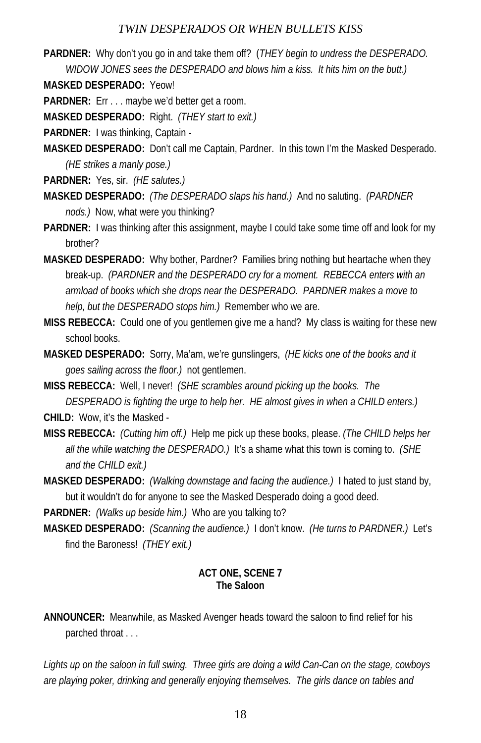**PARDNER:** Why don't you go in and take them off? (*THEY begin to undress the DESPERADO. WIDOW JONES sees the DESPERADO and blows him a kiss. It hits him on the butt.)*

**MASKED DESPERADO:** Yeow!

**PARDNER:** Err . . . maybe we'd better get a room.

**MASKED DESPERADO:** Right. *(THEY start to exit.)*

**PARDNER:** I was thinking, Captain -

**MASKED DESPERADO:** Don't call me Captain, Pardner. In this town I'm the Masked Desperado. *(HE strikes a manly pose.)*

**PARDNER:** Yes, sir. *(HE salutes.)*

**MASKED DESPERADO:** *(The DESPERADO slaps his hand.)* And no saluting. *(PARDNER nods.)* Now, what were you thinking?

**PARDNER:** I was thinking after this assignment, maybe I could take some time off and look for my brother?

**MASKED DESPERADO:** Why bother, Pardner? Families bring nothing but heartache when they break-up. *(PARDNER and the DESPERADO cry for a moment. REBECCA enters with an armload of books which she drops near the DESPERADO. PARDNER makes a move to help, but the DESPERADO stops him.)* Remember who we are.

**MISS REBECCA:** Could one of you gentlemen give me a hand? My class is waiting for these new school books.

**MASKED DESPERADO:** Sorry, Ma'am, we're gunslingers, *(HE kicks one of the books and it goes sailing across the floor.)* not gentlemen.

**MISS REBECCA:** Well, I never! *(SHE scrambles around picking up the books. The DESPERADO is fighting the urge to help her. HE almost gives in when a CHILD enters.)*

**CHILD:** Wow, it's the Masked -

**MISS REBECCA:** *(Cutting him off.)* Help me pick up these books, please. *(The CHILD helps her all the while watching the DESPERADO.)* It's a shame what this town is coming to. *(SHE and the CHILD exit.)*

**MASKED DESPERADO:** *(Walking downstage and facing the audience.)* I hated to just stand by, but it wouldn't do for anyone to see the Masked Desperado doing a good deed.

**PARDNER:** *(Walks up beside him.)* Who are you talking to?

**MASKED DESPERADO:** *(Scanning the audience.)* I don't know. *(He turns to PARDNER.)* Let's find the Baroness! *(THEY exit.)*

## ACT ONE, SCENE 7
## The Saloon

**ANNOUNCER:** Meanwhile, as Masked Avenger heads toward the saloon to find relief for his parched throat . . .

*Lights up on the saloon in full swing. Three girls are doing a wild Can-Can on the stage, cowboys are playing poker, drinking and generally enjoying themselves. The girls dance on tables and*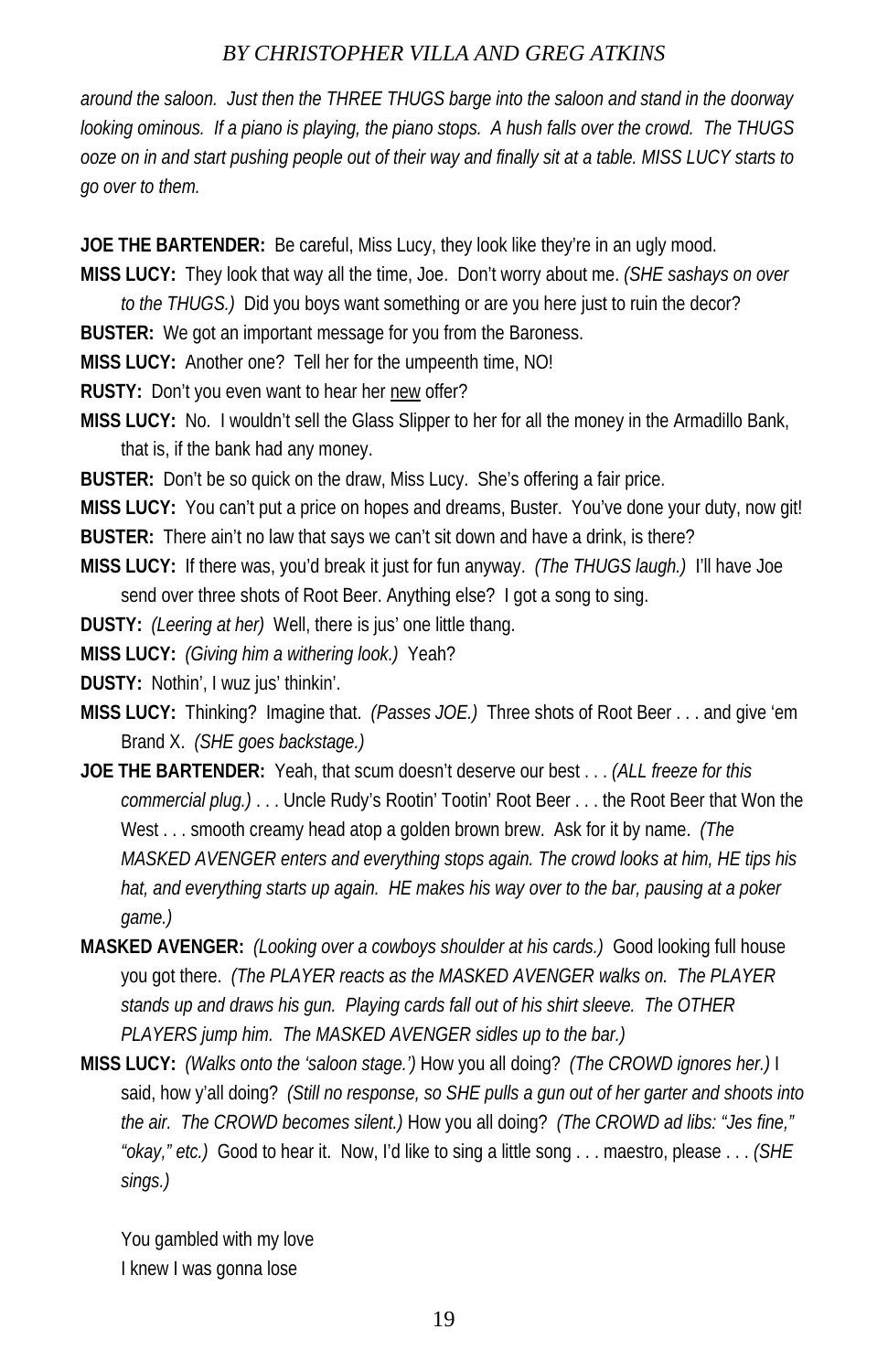*around the saloon. Just then the THREE THUGS barge into the saloon and stand in the doorway looking ominous. If a piano is playing, the piano stops. A hush falls over the crowd. The THUGS ooze on in and start pushing people out of their way and finally sit at a table. MISS LUCY starts to go over to them.*

**JOE THE BARTENDER:** Be careful, Miss Lucy, they look like they're in an ugly mood.

**MISS LUCY:** They look that way all the time, Joe. Don't worry about me. *(SHE sashays on over to the THUGS.)* Did you boys want something or are you here just to ruin the decor?

**BUSTER:** We got an important message for you from the Baroness.

**MISS LUCY:** Another one? Tell her for the umpeenth time, NO!

**RUSTY:** Don't you even want to hear her <u>new</u> offer?

**MISS LUCY:** No. I wouldn't sell the Glass Slipper to her for all the money in the Armadillo Bank, that is, if the bank had any money.

**BUSTER:** Don't be so quick on the draw, Miss Lucy. She's offering a fair price.

**MISS LUCY:** You can't put a price on hopes and dreams, Buster. You've done your duty, now git!

**BUSTER:** There ain't no law that says we can't sit down and have a drink, is there?

**MISS LUCY:** If there was, you'd break it just for fun anyway. *(The THUGS laugh.)* I'll have Joe send over three shots of Root Beer. Anything else? I got a song to sing.

**DUSTY:** *(Leering at her)* Well, there is jus' one little thang.

**MISS LUCY:** *(Giving him a withering look.)* Yeah?

**DUSTY:** Nothin', I wuz jus' thinkin'.

**MISS LUCY:** Thinking? Imagine that. *(Passes JOE.)* Three shots of Root Beer . . . and give 'em Brand X. *(SHE goes backstage.)*

**JOE THE BARTENDER:** Yeah, that scum doesn't deserve our best . . . *(ALL freeze for this commercial plug.)* . . . Uncle Rudy's Rootin' Tootin' Root Beer . . . the Root Beer that Won the West . . . smooth creamy head atop a golden brown brew. Ask for it by name. *(The MASKED AVENGER enters and everything stops again. The crowd looks at him, HE tips his hat, and everything starts up again. HE makes his way over to the bar, pausing at a poker game.)*

**MASKED AVENGER:** *(Looking over a cowboys shoulder at his cards.)* Good looking full house you got there. *(The PLAYER reacts as the MASKED AVENGER walks on. The PLAYER stands up and draws his gun. Playing cards fall out of his shirt sleeve. The OTHER PLAYERS jump him. The MASKED AVENGER sidles up to the bar.)*

**MISS LUCY:** *(Walks onto the 'saloon stage.')* How you all doing? *(The CROWD ignores her.)* I said, how y'all doing? *(Still no response, so SHE pulls a gun out of her garter and shoots into the air. The CROWD becomes silent.)* How you all doing? *(The CROWD ad libs: "Jes fine," "okay," etc.)* Good to hear it. Now, I'd like to sing a little song . . . maestro, please . . . *(SHE sings.)*

You gambled with my love  
I knew I was gonna lose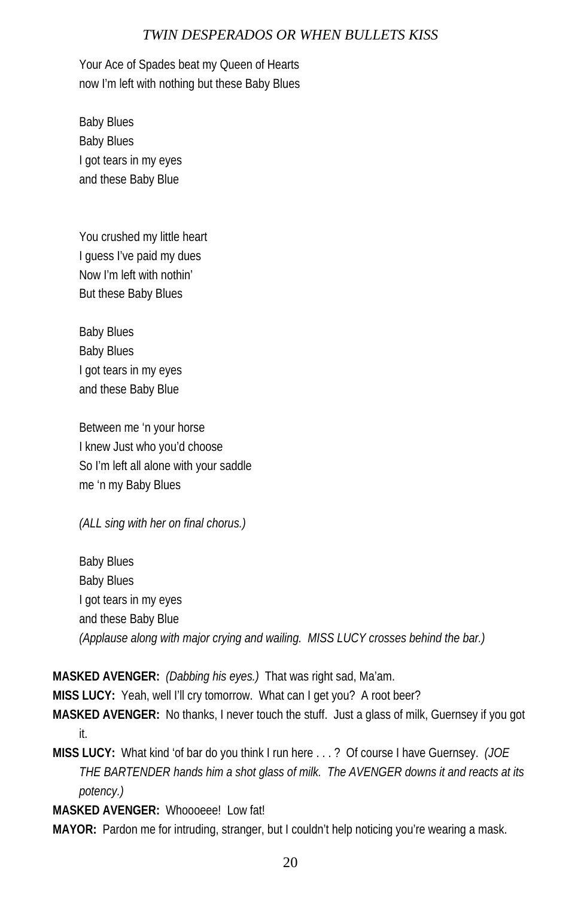Your Ace of Spades beat my Queen of Hearts
now I'm left with nothing but these Baby Blues

Baby Blues
Baby Blues
I got tears in my eyes
and these Baby Blue

You crushed my little heart
I guess I've paid my dues
Now I'm left with nothin'
But these Baby Blues

Baby Blues
Baby Blues
I got tears in my eyes
and these Baby Blue

Between me 'n your horse
I knew Just who you'd choose
So I'm left all alone with your saddle
me 'n my Baby Blues

*(ALL sing with her on final chorus.)*

Baby Blues
Baby Blues
I got tears in my eyes
and these Baby Blue
*(Applause along with major crying and wailing. MISS LUCY crosses behind the bar.)*

**MASKED AVENGER:** *(Dabbing his eyes.)* That was right sad, Ma'am.

**MISS LUCY:** Yeah, well I'll cry tomorrow. What can I get you? A root beer?

**MASKED AVENGER:** No thanks, I never touch the stuff. Just a glass of milk, Guernsey if you got it.

**MISS LUCY:** What kind 'of bar do you think I run here . . . ? Of course I have Guernsey. *(JOE THE BARTENDER hands him a shot glass of milk. The AVENGER downs it and reacts at its potency.)*

**MASKED AVENGER:** Whoooeee! Low fat!

**MAYOR:** Pardon me for intruding, stranger, but I couldn't help noticing you're wearing a mask.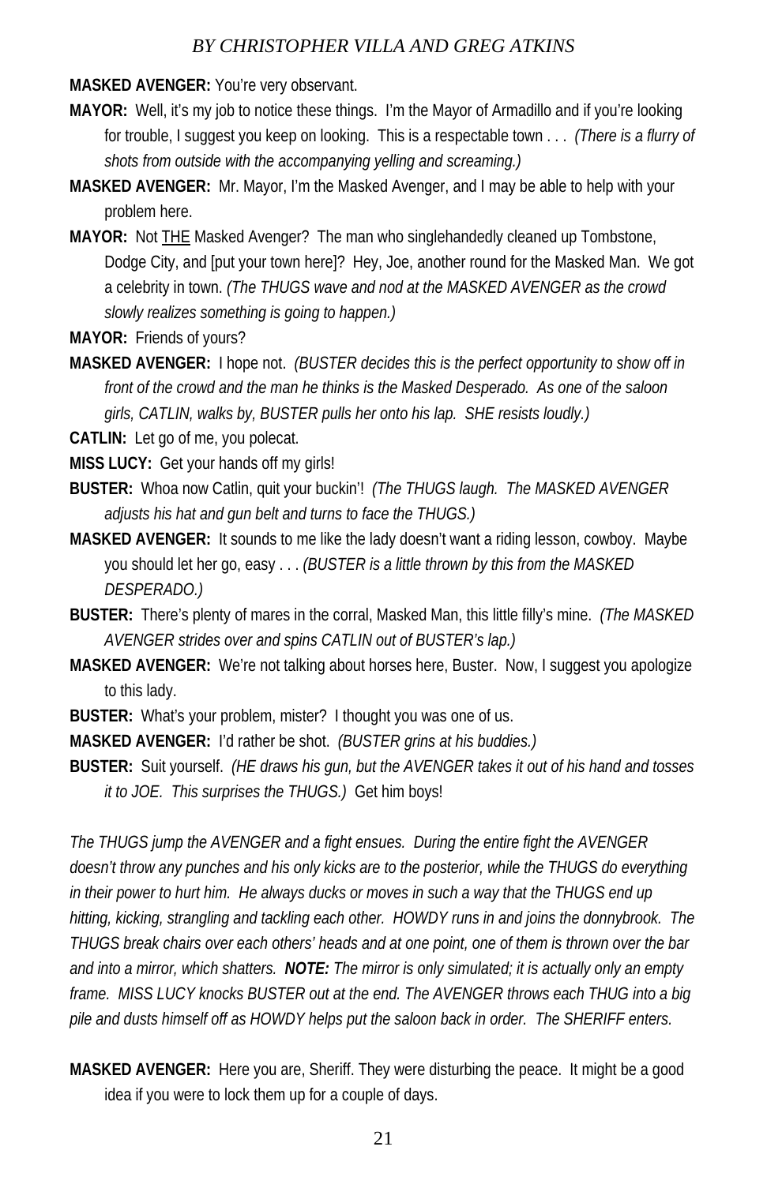**MASKED AVENGER:** You're very observant.

**MAYOR:** Well, it's my job to notice these things. I'm the Mayor of Armadillo and if you're looking for trouble, I suggest you keep on looking. This is a respectable town . . . *(There is a flurry of shots from outside with the accompanying yelling and screaming.)*

**MASKED AVENGER:** Mr. Mayor, I'm the Masked Avenger, and I may be able to help with your problem here.

**MAYOR:** Not <u>THE</u> Masked Avenger? The man who singlehandedly cleaned up Tombstone, Dodge City, and [put your town here]? Hey, Joe, another round for the Masked Man. We got a celebrity in town. *(The THUGS wave and nod at the MASKED AVENGER as the crowd slowly realizes something is going to happen.)*

**MAYOR:** Friends of yours?

**MASKED AVENGER:** I hope not. *(BUSTER decides this is the perfect opportunity to show off in front of the crowd and the man he thinks is the Masked Desperado. As one of the saloon girls, CATLIN, walks by, BUSTER pulls her onto his lap. SHE resists loudly.)*

**CATLIN:** Let go of me, you polecat.

**MISS LUCY:** Get your hands off my girls!

**BUSTER:** Whoa now Catlin, quit your buckin'! *(The THUGS laugh. The MASKED AVENGER adjusts his hat and gun belt and turns to face the THUGS.)*

**MASKED AVENGER:** It sounds to me like the lady doesn't want a riding lesson, cowboy. Maybe you should let her go, easy . . . *(BUSTER is a little thrown by this from the MASKED DESPERADO.)*

**BUSTER:** There's plenty of mares in the corral, Masked Man, this little filly's mine. *(The MASKED AVENGER strides over and spins CATLIN out of BUSTER's lap.)*

**MASKED AVENGER:** We're not talking about horses here, Buster. Now, I suggest you apologize to this lady.

**BUSTER:** What's your problem, mister? I thought you was one of us.

**MASKED AVENGER:** I'd rather be shot. *(BUSTER grins at his buddies.)*

**BUSTER:** Suit yourself. *(HE draws his gun, but the AVENGER takes it out of his hand and tosses it to JOE. This surprises the THUGS.)* Get him boys!

*The THUGS jump the AVENGER and a fight ensues. During the entire fight the AVENGER doesn't throw any punches and his only kicks are to the posterior, while the THUGS do everything in their power to hurt him. He always ducks or moves in such a way that the THUGS end up hitting, kicking, strangling and tackling each other. HOWDY runs in and joins the donnybrook. The THUGS break chairs over each others' heads and at one point, one of them is thrown over the bar and into a mirror, which shatters.* ***NOTE:*** *The mirror is only simulated; it is actually only an empty frame. MISS LUCY knocks BUSTER out at the end. The AVENGER throws each THUG into a big pile and dusts himself off as HOWDY helps put the saloon back in order. The SHERIFF enters.*

**MASKED AVENGER:** Here you are, Sheriff. They were disturbing the peace. It might be a good idea if you were to lock them up for a couple of days.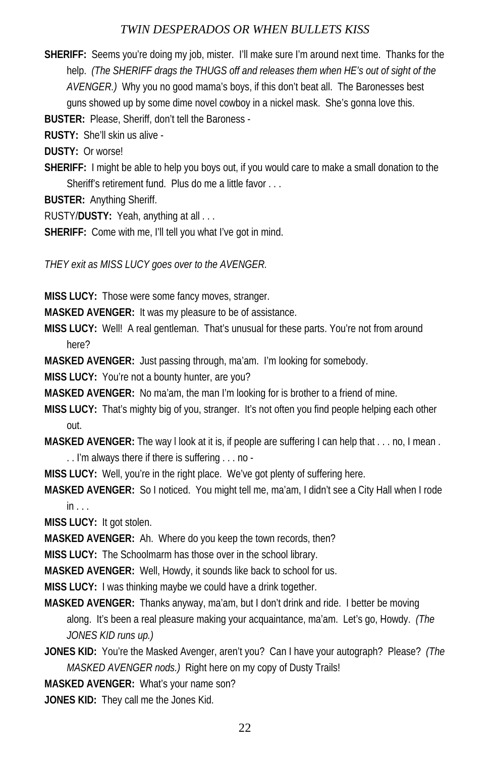**SHERIFF:** Seems you're doing my job, mister. I'll make sure I'm around next time. Thanks for the help. *(The SHERIFF drags the THUGS off and releases them when HE's out of sight of the AVENGER.)* Why you no good mama's boys, if this don't beat all. The Baronesses best guns showed up by some dime novel cowboy in a nickel mask. She's gonna love this.

**BUSTER:** Please, Sheriff, don't tell the Baroness -

**RUSTY:** She'll skin us alive -

**DUSTY:** Or worse!

**SHERIFF:** I might be able to help you boys out, if you would care to make a small donation to the Sheriff's retirement fund. Plus do me a little favor . . .

**BUSTER:** Anything Sheriff.

RUSTY/**DUSTY:** Yeah, anything at all . . .

**SHERIFF:** Come with me, I'll tell you what I've got in mind.

*THEY exit as MISS LUCY goes over to the AVENGER.*

**MISS LUCY:** Those were some fancy moves, stranger.

**MASKED AVENGER:** It was my pleasure to be of assistance.

**MISS LUCY:** Well! A real gentleman. That's unusual for these parts. You're not from around here?

**MASKED AVENGER:** Just passing through, ma'am. I'm looking for somebody.

**MISS LUCY:** You're not a bounty hunter, are you?

**MASKED AVENGER:** No ma'am, the man I'm looking for is brother to a friend of mine.

**MISS LUCY:** That's mighty big of you, stranger. It's not often you find people helping each other out.

**MASKED AVENGER:** The way I look at it is, if people are suffering I can help that . . . no, I mean . . . I'm always there if there is suffering . . . no -

**MISS LUCY:** Well, you're in the right place. We've got plenty of suffering here.

**MASKED AVENGER:** So I noticed. You might tell me, ma'am, I didn't see a City Hall when I rode in . . .

**MISS LUCY:** It got stolen.

**MASKED AVENGER:** Ah. Where do you keep the town records, then?

**MISS LUCY:** The Schoolmarm has those over in the school library.

**MASKED AVENGER:** Well, Howdy, it sounds like back to school for us.

**MISS LUCY:** I was thinking maybe we could have a drink together.

**MASKED AVENGER:** Thanks anyway, ma'am, but I don't drink and ride. I better be moving along. It's been a real pleasure making your acquaintance, ma'am. Let's go, Howdy. *(The JONES KID runs up.)*

**JONES KID:** You're the Masked Avenger, aren't you? Can I have your autograph? Please? *(The MASKED AVENGER nods.)* Right here on my copy of Dusty Trails!

**MASKED AVENGER:** What's your name son?

**JONES KID:** They call me the Jones Kid.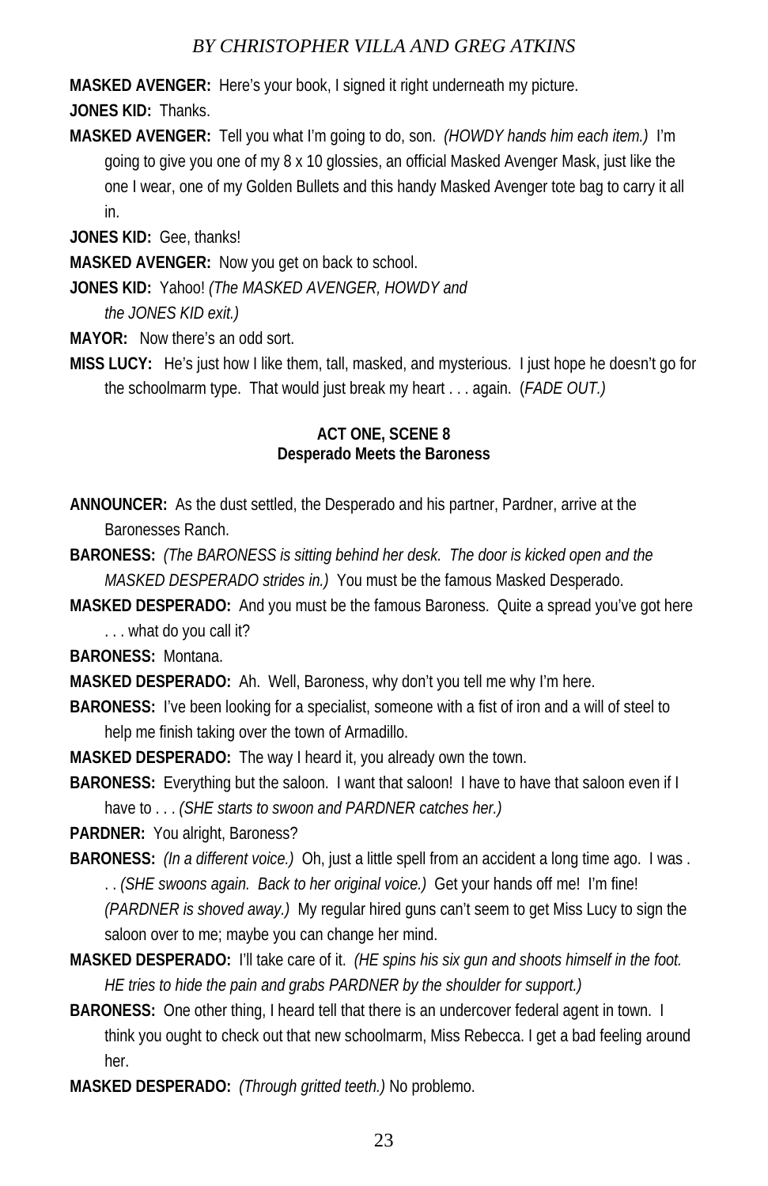**MASKED AVENGER:** Here's your book, I signed it right underneath my picture.

**JONES KID:** Thanks.

**MASKED AVENGER:** Tell you what I'm going to do, son. *(HOWDY hands him each item.)* I'm going to give you one of my 8 x 10 glossies, an official Masked Avenger Mask, just like the one I wear, one of my Golden Bullets and this handy Masked Avenger tote bag to carry it all in.

**JONES KID:** Gee, thanks!

**MASKED AVENGER:** Now you get on back to school.

**JONES KID:** Yahoo! *(The MASKED AVENGER, HOWDY and the JONES KID exit.)*

**MAYOR:** Now there's an odd sort.

**MISS LUCY:** He's just how I like them, tall, masked, and mysterious. I just hope he doesn't go for the schoolmarm type. That would just break my heart . . . again. (*FADE OUT.)*

**ACT ONE, SCENE 8**
**Desperado Meets the Baroness**

**ANNOUNCER:** As the dust settled, the Desperado and his partner, Pardner, arrive at the Baronesses Ranch.

**BARONESS:** *(The BARONESS is sitting behind her desk. The door is kicked open and the MASKED DESPERADO strides in.)* You must be the famous Masked Desperado.

**MASKED DESPERADO:** And you must be the famous Baroness. Quite a spread you've got here . . . what do you call it?

**BARONESS:** Montana.

**MASKED DESPERADO:** Ah. Well, Baroness, why don't you tell me why I'm here.

**BARONESS:** I've been looking for a specialist, someone with a fist of iron and a will of steel to help me finish taking over the town of Armadillo.

**MASKED DESPERADO:** The way I heard it, you already own the town.

**BARONESS:** Everything but the saloon. I want that saloon! I have to have that saloon even if I have to . . . *(SHE starts to swoon and PARDNER catches her.)*

**PARDNER:** You alright, Baroness?

**BARONESS:** *(In a different voice.)* Oh, just a little spell from an accident a long time ago. I was . . . *(SHE swoons again. Back to her original voice.)* Get your hands off me! I'm fine! *(PARDNER is shoved away.)* My regular hired guns can't seem to get Miss Lucy to sign the saloon over to me; maybe you can change her mind.

**MASKED DESPERADO:** I'll take care of it. *(HE spins his six gun and shoots himself in the foot. HE tries to hide the pain and grabs PARDNER by the shoulder for support.)*

**BARONESS:** One other thing, I heard tell that there is an undercover federal agent in town. I think you ought to check out that new schoolmarm, Miss Rebecca. I get a bad feeling around her.

**MASKED DESPERADO:** *(Through gritted teeth.)* No problemo.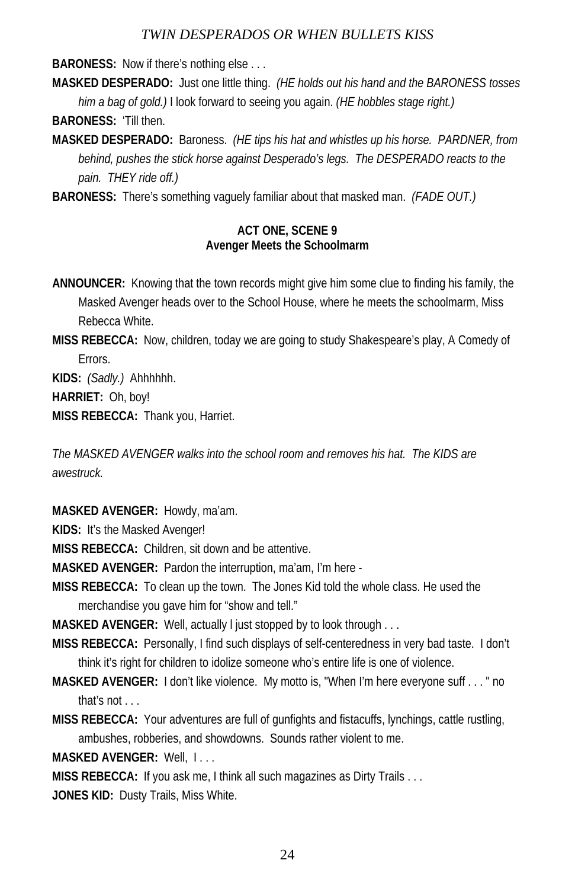**BARONESS:** Now if there's nothing else . . .

**MASKED DESPERADO:** Just one little thing. *(HE holds out his hand and the BARONESS tosses him a bag of gold.)* I look forward to seeing you again. *(HE hobbles stage right.)*

**BARONESS:** 'Till then.

**MASKED DESPERADO:** Baroness. *(HE tips his hat and whistles up his horse. PARDNER, from behind, pushes the stick horse against Desperado's legs. The DESPERADO reacts to the pain. THEY ride off.)*

**BARONESS:** There's something vaguely familiar about that masked man. *(FADE OUT.)*

## ACT ONE, SCENE 9
## Avenger Meets the Schoolmarm

**ANNOUNCER:** Knowing that the town records might give him some clue to finding his family, the Masked Avenger heads over to the School House, where he meets the schoolmarm, Miss Rebecca White.

**MISS REBECCA:** Now, children, today we are going to study Shakespeare's play, A Comedy of Errors.

**KIDS:** *(Sadly.)* Ahhhhhh.

**HARRIET:** Oh, boy!

**MISS REBECCA:** Thank you, Harriet.

*The MASKED AVENGER walks into the school room and removes his hat. The KIDS are awestruck.*

**MASKED AVENGER:** Howdy, ma'am.

**KIDS:** It's the Masked Avenger!

**MISS REBECCA:** Children, sit down and be attentive.

**MASKED AVENGER:** Pardon the interruption, ma'am, I'm here -

**MISS REBECCA:** To clean up the town. The Jones Kid told the whole class. He used the merchandise you gave him for "show and tell."

**MASKED AVENGER:** Well, actually I just stopped by to look through . . .

**MISS REBECCA:** Personally, I find such displays of self-centeredness in very bad taste. I don't think it's right for children to idolize someone who's entire life is one of violence.

**MASKED AVENGER:** I don't like violence. My motto is, "When I'm here everyone suff . . . " no that's not . . .

**MISS REBECCA:** Your adventures are full of gunfights and fistacuffs, lynchings, cattle rustling, ambushes, robberies, and showdowns. Sounds rather violent to me.

**MASKED AVENGER:** Well, I . . .

**MISS REBECCA:** If you ask me, I think all such magazines as Dirty Trails . . .

**JONES KID:** Dusty Trails, Miss White.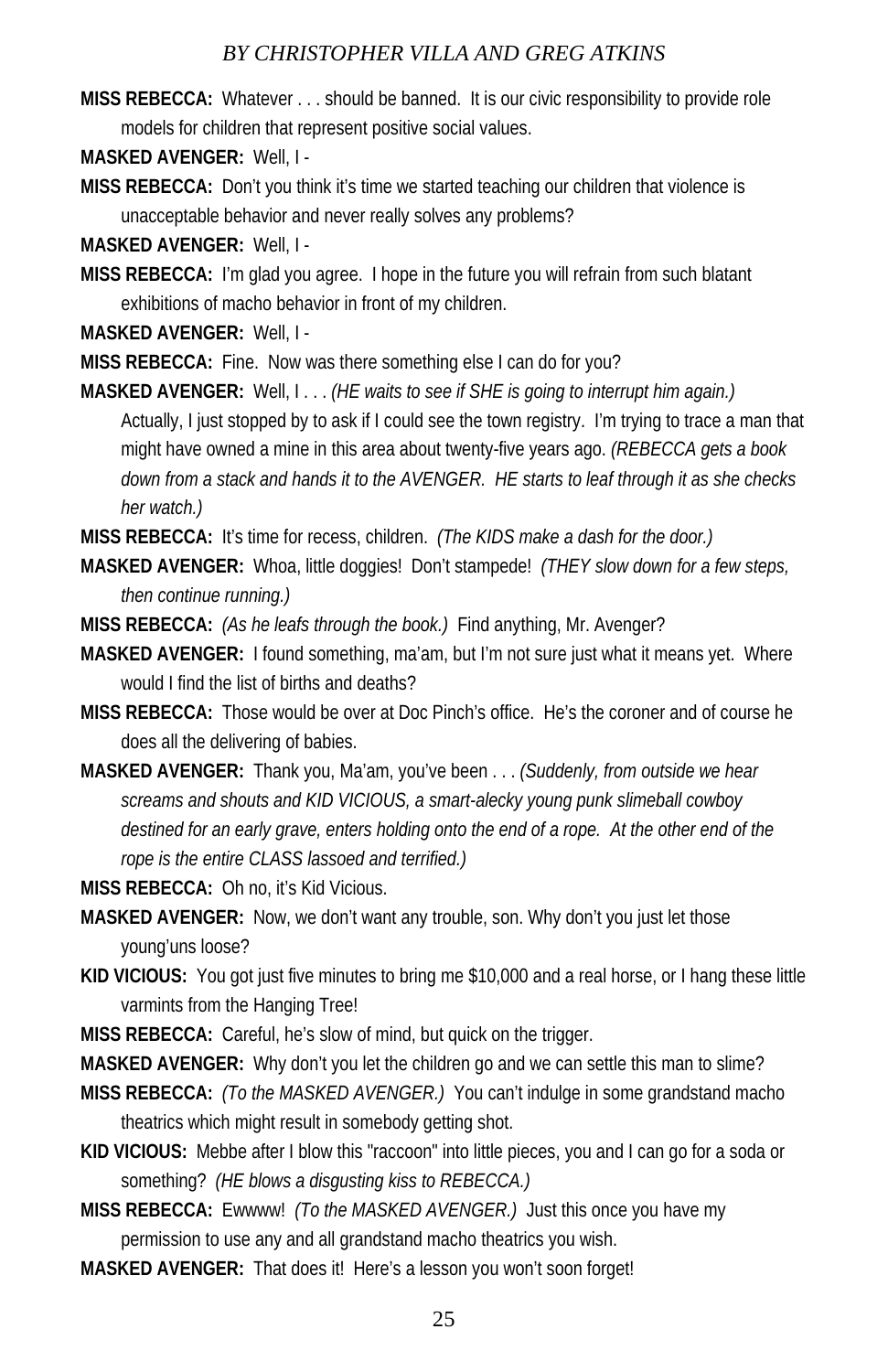**MISS REBECCA:** Whatever . . . should be banned. It is our civic responsibility to provide role models for children that represent positive social values.

**MASKED AVENGER:** Well, I -

**MISS REBECCA:** Don't you think it's time we started teaching our children that violence is unacceptable behavior and never really solves any problems?

**MASKED AVENGER:** Well, I -

**MISS REBECCA:** I'm glad you agree. I hope in the future you will refrain from such blatant exhibitions of macho behavior in front of my children.

**MASKED AVENGER:** Well, I -

**MISS REBECCA:** Fine. Now was there something else I can do for you?

**MASKED AVENGER:** Well, I . . . *(HE waits to see if SHE is going to interrupt him again.)* Actually, I just stopped by to ask if I could see the town registry. I'm trying to trace a man that might have owned a mine in this area about twenty-five years ago. *(REBECCA gets a book down from a stack and hands it to the AVENGER. HE starts to leaf through it as she checks her watch.)*

**MISS REBECCA:** It's time for recess, children. *(The KIDS make a dash for the door.)*

**MASKED AVENGER:** Whoa, little doggies! Don't stampede! *(THEY slow down for a few steps, then continue running.)*

**MISS REBECCA:** *(As he leafs through the book.)* Find anything, Mr. Avenger?

**MASKED AVENGER:** I found something, ma'am, but I'm not sure just what it means yet. Where would I find the list of births and deaths?

**MISS REBECCA:** Those would be over at Doc Pinch's office. He's the coroner and of course he does all the delivering of babies.

**MASKED AVENGER:** Thank you, Ma'am, you've been . . . *(Suddenly, from outside we hear screams and shouts and KID VICIOUS, a smart-alecky young punk slimeball cowboy destined for an early grave, enters holding onto the end of a rope. At the other end of the rope is the entire CLASS lassoed and terrified.)*

**MISS REBECCA:** Oh no, it's Kid Vicious.

**MASKED AVENGER:** Now, we don't want any trouble, son. Why don't you just let those young'uns loose?

**KID VICIOUS:** You got just five minutes to bring me $10,000 and a real horse, or I hang these little varmints from the Hanging Tree!

**MISS REBECCA:** Careful, he's slow of mind, but quick on the trigger.

**MASKED AVENGER:** Why don't you let the children go and we can settle this man to slime?

**MISS REBECCA:** *(To the MASKED AVENGER.)* You can't indulge in some grandstand macho theatrics which might result in somebody getting shot.

**KID VICIOUS:** Mebbe after I blow this "raccoon" into little pieces, you and I can go for a soda or something? *(HE blows a disgusting kiss to REBECCA.)*

**MISS REBECCA:** Ewwww! *(To the MASKED AVENGER.)* Just this once you have my permission to use any and all grandstand macho theatrics you wish.

**MASKED AVENGER:** That does it! Here's a lesson you won't soon forget!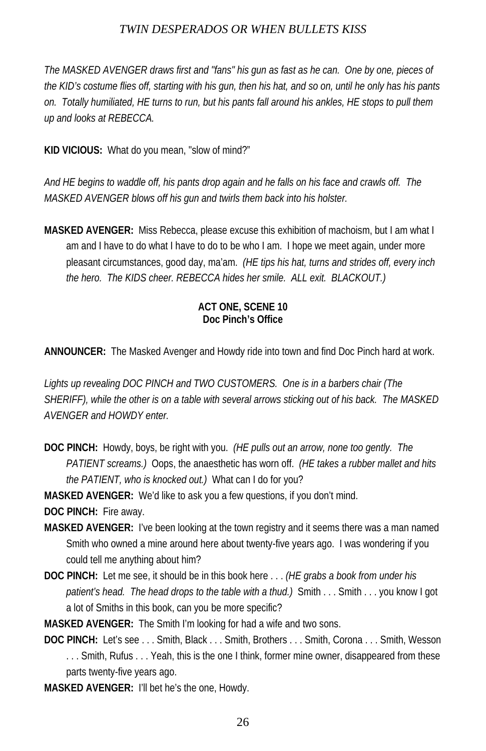*The MASKED AVENGER draws first and "fans" his gun as fast as he can. One by one, pieces of the KID's costume flies off, starting with his gun, then his hat, and so on, until he only has his pants on. Totally humiliated, HE turns to run, but his pants fall around his ankles, HE stops to pull them up and looks at REBECCA.*

**KID VICIOUS:** What do you mean, "slow of mind?"

*And HE begins to waddle off, his pants drop again and he falls on his face and crawls off. The MASKED AVENGER blows off his gun and twirls them back into his holster.*

**MASKED AVENGER:** Miss Rebecca, please excuse this exhibition of machoism, but I am what I am and I have to do what I have to do to be who I am. I hope we meet again, under more pleasant circumstances, good day, ma'am. *(HE tips his hat, turns and strides off, every inch the hero. The KIDS cheer. REBECCA hides her smile. ALL exit. BLACKOUT.)*

**ACT ONE, SCENE 10**
**Doc Pinch's Office**

**ANNOUNCER:** The Masked Avenger and Howdy ride into town and find Doc Pinch hard at work.

*Lights up revealing DOC PINCH and TWO CUSTOMERS. One is in a barbers chair (The SHERIFF), while the other is on a table with several arrows sticking out of his back. The MASKED AVENGER and HOWDY enter.*

**DOC PINCH:** Howdy, boys, be right with you. *(HE pulls out an arrow, none too gently. The PATIENT screams.)* Oops, the anaesthetic has worn off. *(HE takes a rubber mallet and hits the PATIENT, who is knocked out.)* What can I do for you?

**MASKED AVENGER:** We'd like to ask you a few questions, if you don't mind.

**DOC PINCH:** Fire away.

**MASKED AVENGER:** I've been looking at the town registry and it seems there was a man named Smith who owned a mine around here about twenty-five years ago. I was wondering if you could tell me anything about him?

**DOC PINCH:** Let me see, it should be in this book here . . . *(HE grabs a book from under his patient's head. The head drops to the table with a thud.)* Smith . . . Smith . . . you know I got a lot of Smiths in this book, can you be more specific?

**MASKED AVENGER:** The Smith I'm looking for had a wife and two sons.

**DOC PINCH:** Let's see . . . Smith, Black . . . Smith, Brothers . . . Smith, Corona . . . Smith, Wesson . . . Smith, Rufus . . . Yeah, this is the one I think, former mine owner, disappeared from these parts twenty-five years ago.

**MASKED AVENGER:** I'll bet he's the one, Howdy.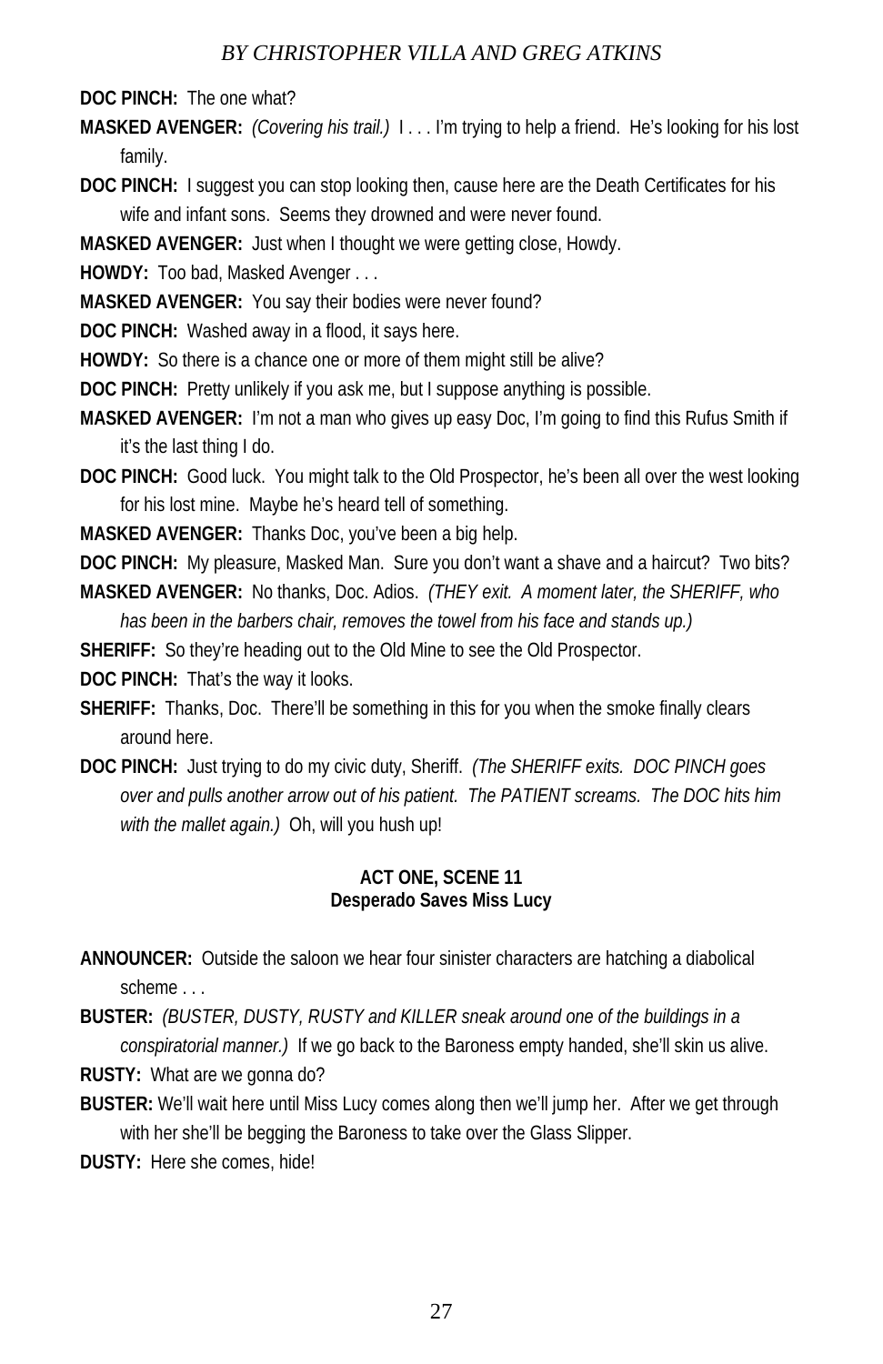**DOC PINCH:** The one what?

**MASKED AVENGER:** *(Covering his trail.)* I . . . I'm trying to help a friend. He's looking for his lost family.

**DOC PINCH:** I suggest you can stop looking then, cause here are the Death Certificates for his wife and infant sons. Seems they drowned and were never found.

**MASKED AVENGER:** Just when I thought we were getting close, Howdy.

**HOWDY:** Too bad, Masked Avenger . . .

**MASKED AVENGER:** You say their bodies were never found?

**DOC PINCH:** Washed away in a flood, it says here.

**HOWDY:** So there is a chance one or more of them might still be alive?

**DOC PINCH:** Pretty unlikely if you ask me, but I suppose anything is possible.

**MASKED AVENGER:** I'm not a man who gives up easy Doc, I'm going to find this Rufus Smith if it's the last thing I do.

**DOC PINCH:** Good luck. You might talk to the Old Prospector, he's been all over the west looking for his lost mine. Maybe he's heard tell of something.

**MASKED AVENGER:** Thanks Doc, you've been a big help.

**DOC PINCH:** My pleasure, Masked Man. Sure you don't want a shave and a haircut? Two bits?

**MASKED AVENGER:** No thanks, Doc. Adios. *(THEY exit. A moment later, the SHERIFF, who has been in the barbers chair, removes the towel from his face and stands up.)*

**SHERIFF:** So they're heading out to the Old Mine to see the Old Prospector.

**DOC PINCH:** That's the way it looks.

**SHERIFF:** Thanks, Doc. There'll be something in this for you when the smoke finally clears around here.

**DOC PINCH:** Just trying to do my civic duty, Sheriff. *(The SHERIFF exits. DOC PINCH goes over and pulls another arrow out of his patient. The PATIENT screams. The DOC hits him with the mallet again.)* Oh, will you hush up!

### ACT ONE, SCENE 11
### Desperado Saves Miss Lucy

**ANNOUNCER:** Outside the saloon we hear four sinister characters are hatching a diabolical scheme . . .

**BUSTER:** *(BUSTER, DUSTY, RUSTY and KILLER sneak around one of the buildings in a conspiratorial manner.)* If we go back to the Baroness empty handed, she'll skin us alive.

**RUSTY:** What are we gonna do?

**BUSTER:** We'll wait here until Miss Lucy comes along then we'll jump her. After we get through with her she'll be begging the Baroness to take over the Glass Slipper.

**DUSTY:** Here she comes, hide!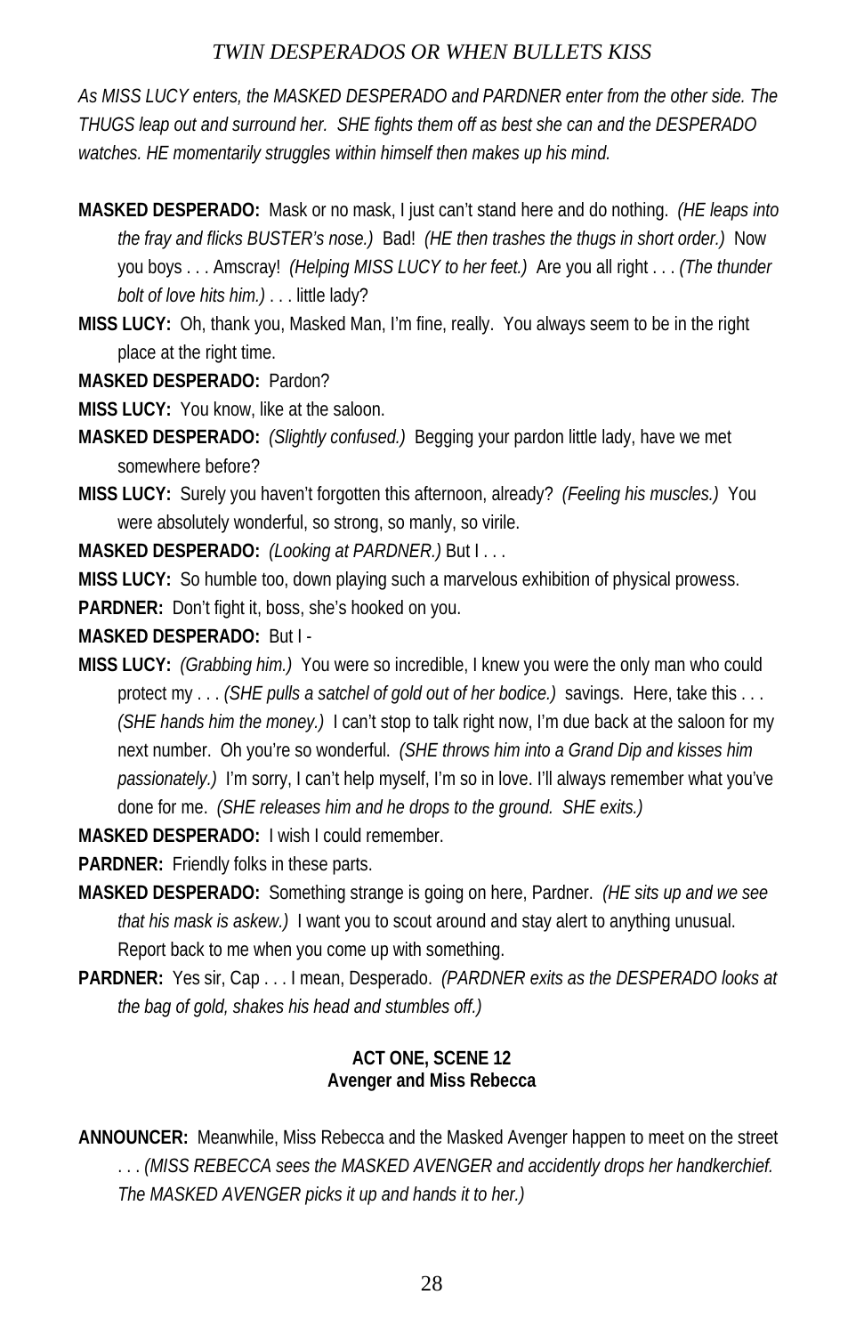*As MISS LUCY enters, the MASKED DESPERADO and PARDNER enter from the other side. The THUGS leap out and surround her. SHE fights them off as best she can and the DESPERADO watches. HE momentarily struggles within himself then makes up his mind.*

**MASKED DESPERADO:** Mask or no mask, I just can't stand here and do nothing. *(HE leaps into the fray and flicks BUSTER's nose.)* Bad! *(HE then trashes the thugs in short order.)* Now you boys . . . Amscray! *(Helping MISS LUCY to her feet.)* Are you all right . . . *(The thunder bolt of love hits him.)* . . . little lady?

**MISS LUCY:** Oh, thank you, Masked Man, I'm fine, really. You always seem to be in the right place at the right time.

**MASKED DESPERADO:** Pardon?

**MISS LUCY:** You know, like at the saloon.

**MASKED DESPERADO:** *(Slightly confused.)* Begging your pardon little lady, have we met somewhere before?

**MISS LUCY:** Surely you haven't forgotten this afternoon, already? *(Feeling his muscles.)* You were absolutely wonderful, so strong, so manly, so virile.

**MASKED DESPERADO:** *(Looking at PARDNER.)* But I . . .

**MISS LUCY:** So humble too, down playing such a marvelous exhibition of physical prowess.

**PARDNER:** Don't fight it, boss, she's hooked on you.

**MASKED DESPERADO:** But I -

**MISS LUCY:** *(Grabbing him.)* You were so incredible, I knew you were the only man who could protect my . . . *(SHE pulls a satchel of gold out of her bodice.)* savings. Here, take this . . . *(SHE hands him the money.)* I can't stop to talk right now, I'm due back at the saloon for my next number. Oh you're so wonderful. *(SHE throws him into a Grand Dip and kisses him passionately.)* I'm sorry, I can't help myself, I'm so in love. I'll always remember what you've done for me. *(SHE releases him and he drops to the ground. SHE exits.)*

**MASKED DESPERADO:** I wish I could remember.

**PARDNER:** Friendly folks in these parts.

**MASKED DESPERADO:** Something strange is going on here, Pardner. *(HE sits up and we see that his mask is askew.)* I want you to scout around and stay alert to anything unusual. Report back to me when you come up with something.

**PARDNER:** Yes sir, Cap . . . I mean, Desperado. *(PARDNER exits as the DESPERADO looks at the bag of gold, shakes his head and stumbles off.)*

### ACT ONE, SCENE 12
### Avenger and Miss Rebecca

**ANNOUNCER:** Meanwhile, Miss Rebecca and the Masked Avenger happen to meet on the street . . . *(MISS REBECCA sees the MASKED AVENGER and accidently drops her handkerchief. The MASKED AVENGER picks it up and hands it to her.)*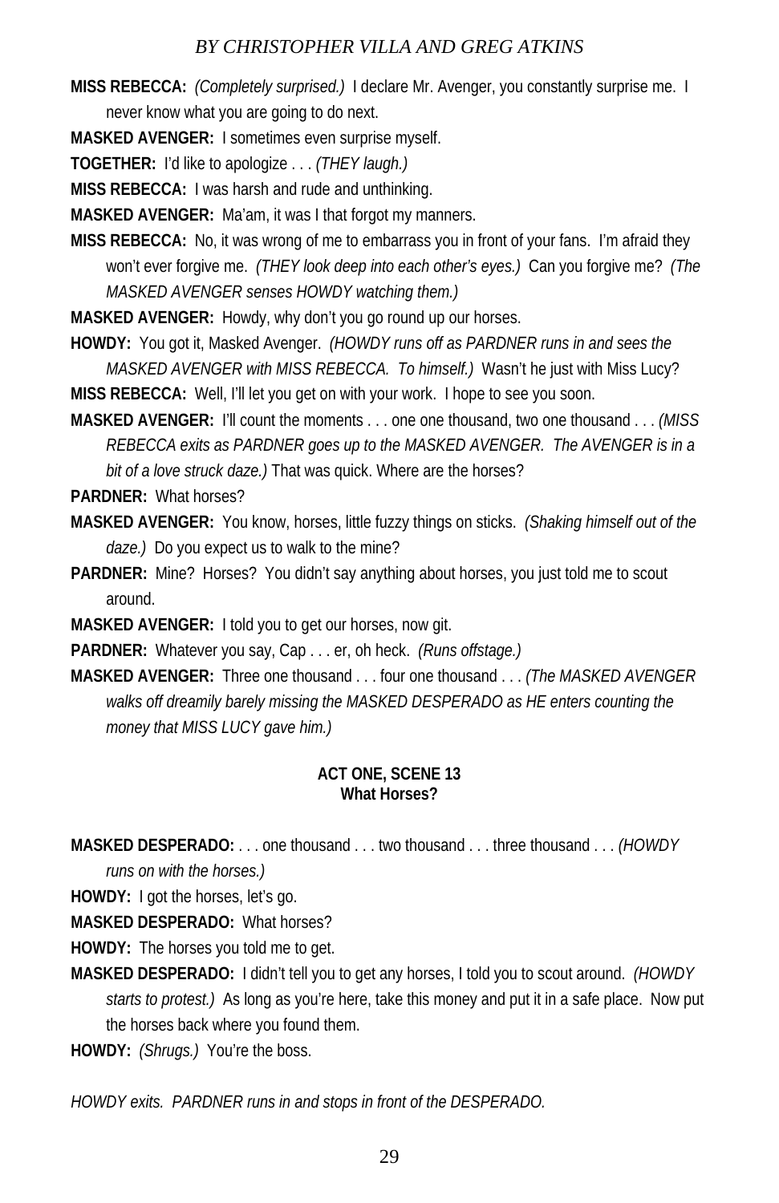**MISS REBECCA:** *(Completely surprised.)* I declare Mr. Avenger, you constantly surprise me. I never know what you are going to do next.

**MASKED AVENGER:** I sometimes even surprise myself.

**TOGETHER:** I'd like to apologize . . . *(THEY laugh.)*

**MISS REBECCA:** I was harsh and rude and unthinking.

**MASKED AVENGER:** Ma'am, it was I that forgot my manners.

**MISS REBECCA:** No, it was wrong of me to embarrass you in front of your fans. I'm afraid they won't ever forgive me. *(THEY look deep into each other's eyes.)* Can you forgive me? *(The MASKED AVENGER senses HOWDY watching them.)*

**MASKED AVENGER:** Howdy, why don't you go round up our horses.

**HOWDY:** You got it, Masked Avenger. *(HOWDY runs off as PARDNER runs in and sees the MASKED AVENGER with MISS REBECCA. To himself.)* Wasn't he just with Miss Lucy?

**MISS REBECCA:** Well, I'll let you get on with your work. I hope to see you soon.

**MASKED AVENGER:** I'll count the moments . . . one one thousand, two one thousand . . . *(MISS REBECCA exits as PARDNER goes up to the MASKED AVENGER. The AVENGER is in a bit of a love struck daze.)* That was quick. Where are the horses?

**PARDNER:** What horses?

**MASKED AVENGER:** You know, horses, little fuzzy things on sticks. *(Shaking himself out of the daze.)* Do you expect us to walk to the mine?

**PARDNER:** Mine? Horses? You didn't say anything about horses, you just told me to scout around.

**MASKED AVENGER:** I told you to get our horses, now git.

**PARDNER:** Whatever you say, Cap . . . er, oh heck. *(Runs offstage.)*

**MASKED AVENGER:** Three one thousand . . . four one thousand . . . *(The MASKED AVENGER walks off dreamily barely missing the MASKED DESPERADO as HE enters counting the money that MISS LUCY gave him.)*

## ACT ONE, SCENE 13
### What Horses?

**MASKED DESPERADO:** . . . one thousand . . . two thousand . . . three thousand . . . *(HOWDY runs on with the horses.)*

**HOWDY:** I got the horses, let's go.

**MASKED DESPERADO:** What horses?

**HOWDY:** The horses you told me to get.

**MASKED DESPERADO:** I didn't tell you to get any horses, I told you to scout around. *(HOWDY starts to protest.)* As long as you're here, take this money and put it in a safe place. Now put the horses back where you found them.

**HOWDY:** *(Shrugs.)* You're the boss.

*HOWDY exits. PARDNER runs in and stops in front of the DESPERADO.*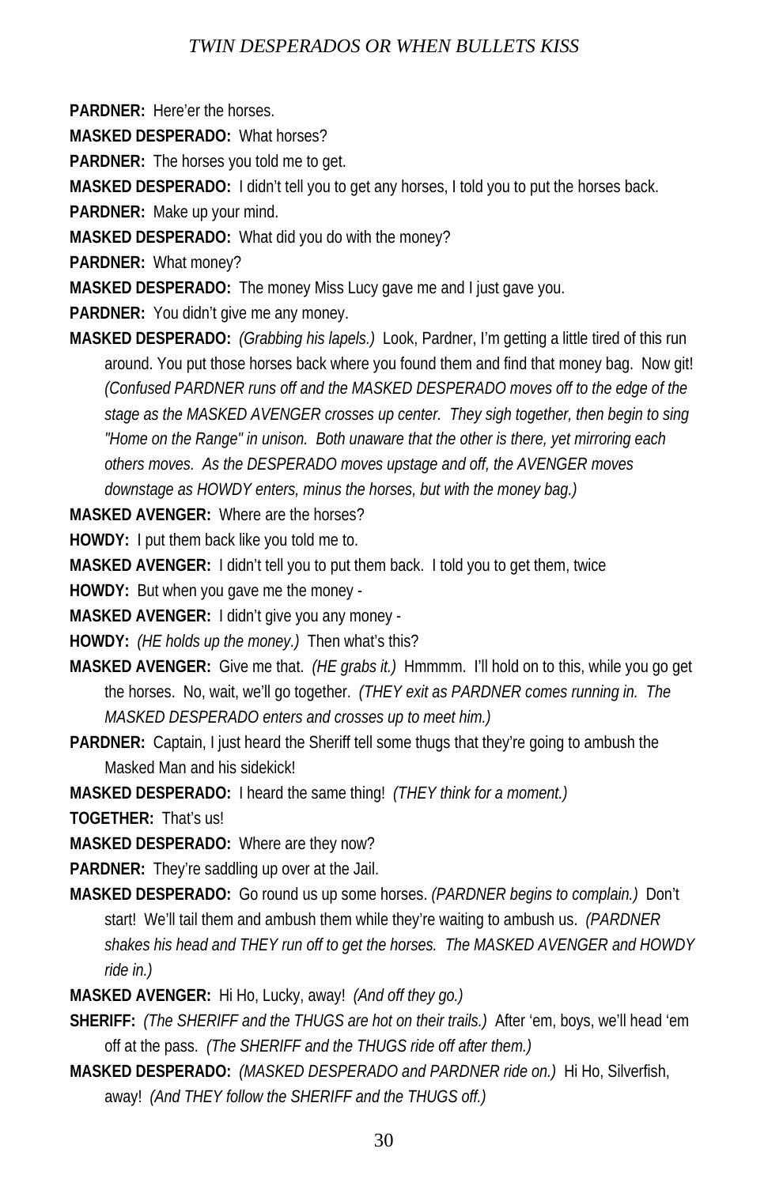**PARDNER:** Here'er the horses.

**MASKED DESPERADO:** What horses?

**PARDNER:** The horses you told me to get.

**MASKED DESPERADO:** I didn't tell you to get any horses, I told you to put the horses back.

**PARDNER:** Make up your mind.

**MASKED DESPERADO:** What did you do with the money?

**PARDNER:** What money?

**MASKED DESPERADO:** The money Miss Lucy gave me and I just gave you.

**PARDNER:** You didn't give me any money.

**MASKED DESPERADO:** *(Grabbing his lapels.)* Look, Pardner, I'm getting a little tired of this run around. You put those horses back where you found them and find that money bag. Now git! *(Confused PARDNER runs off and the MASKED DESPERADO moves off to the edge of the stage as the MASKED AVENGER crosses up center. They sigh together, then begin to sing "Home on the Range" in unison. Both unaware that the other is there, yet mirroring each others moves. As the DESPERADO moves upstage and off, the AVENGER moves downstage as HOWDY enters, minus the horses, but with the money bag.)*

**MASKED AVENGER:** Where are the horses?

**HOWDY:** I put them back like you told me to.

**MASKED AVENGER:** I didn't tell you to put them back. I told you to get them, twice

**HOWDY:** But when you gave me the money -

**MASKED AVENGER:** I didn't give you any money -

**HOWDY:** *(HE holds up the money.)* Then what's this?

**MASKED AVENGER:** Give me that. *(HE grabs it.)* Hmmmm. I'll hold on to this, while you go get the horses. No, wait, we'll go together. *(THEY exit as PARDNER comes running in. The MASKED DESPERADO enters and crosses up to meet him.)*

**PARDNER:** Captain, I just heard the Sheriff tell some thugs that they're going to ambush the Masked Man and his sidekick!

**MASKED DESPERADO:** I heard the same thing! *(THEY think for a moment.)*

**TOGETHER:** That's us!

**MASKED DESPERADO:** Where are they now?

**PARDNER:** They're saddling up over at the Jail.

**MASKED DESPERADO:** Go round us up some horses. *(PARDNER begins to complain.)* Don't start! We'll tail them and ambush them while they're waiting to ambush us. *(PARDNER shakes his head and THEY run off to get the horses. The MASKED AVENGER and HOWDY ride in.)*

**MASKED AVENGER:** Hi Ho, Lucky, away! *(And off they go.)*

**SHERIFF:** *(The SHERIFF and the THUGS are hot on their trails.)* After 'em, boys, we'll head 'em off at the pass. *(The SHERIFF and the THUGS ride off after them.)*

**MASKED DESPERADO:** *(MASKED DESPERADO and PARDNER ride on.)* Hi Ho, Silverfish, away! *(And THEY follow the SHERIFF and the THUGS off.)*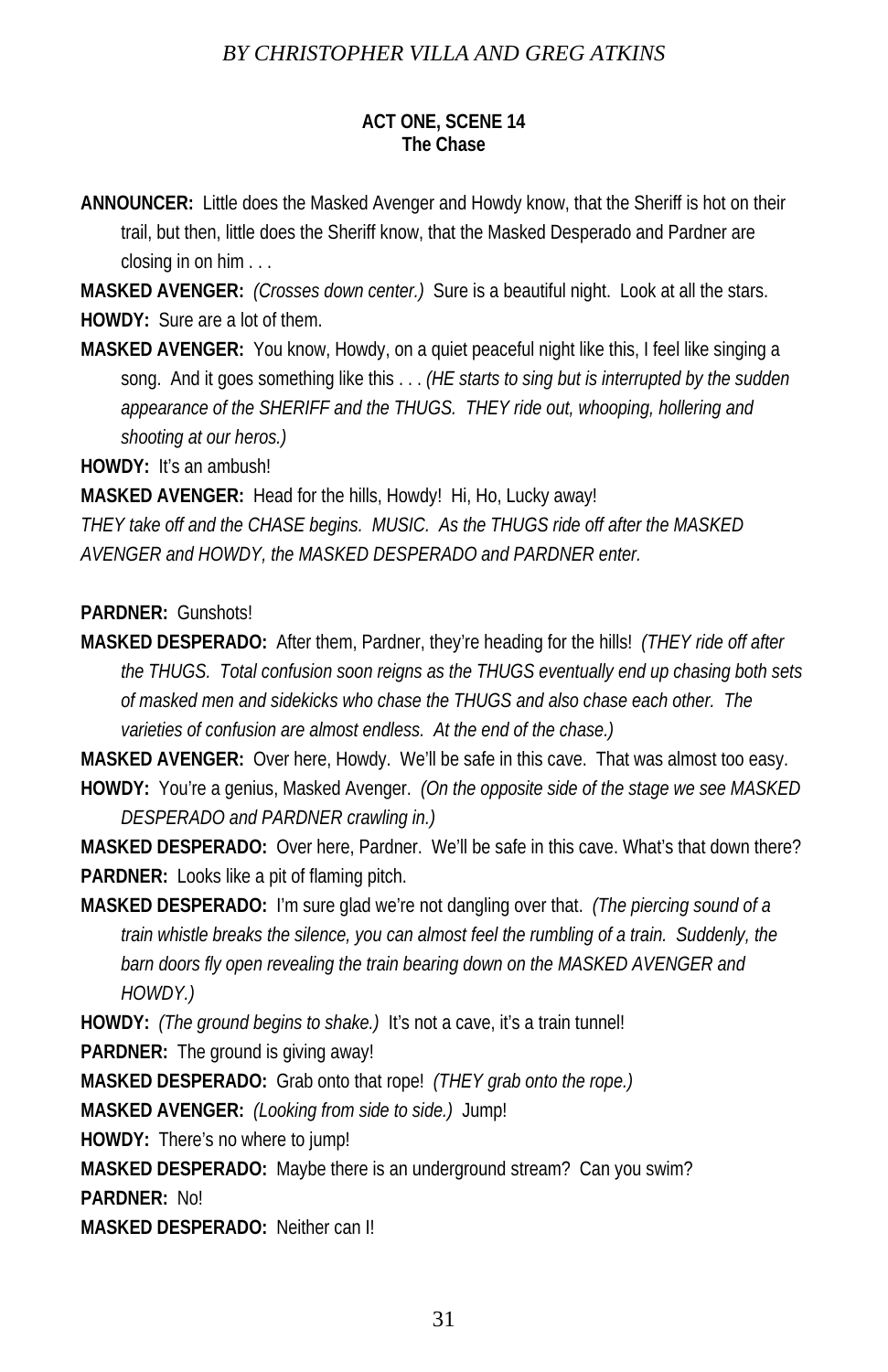**ACT ONE, SCENE 14**
**The Chase**

**ANNOUNCER:** Little does the Masked Avenger and Howdy know, that the Sheriff is hot on their trail, but then, little does the Sheriff know, that the Masked Desperado and Pardner are closing in on him . . .

**MASKED AVENGER:** *(Crosses down center.)* Sure is a beautiful night. Look at all the stars.

**HOWDY:** Sure are a lot of them.

**MASKED AVENGER:** You know, Howdy, on a quiet peaceful night like this, I feel like singing a song. And it goes something like this . . . *(HE starts to sing but is interrupted by the sudden appearance of the SHERIFF and the THUGS. THEY ride out, whooping, hollering and shooting at our heros.)*

**HOWDY:** It's an ambush!

**MASKED AVENGER:** Head for the hills, Howdy! Hi, Ho, Lucky away!

*THEY take off and the CHASE begins. MUSIC. As the THUGS ride off after the MASKED AVENGER and HOWDY, the MASKED DESPERADO and PARDNER enter.*

**PARDNER:** Gunshots!

**MASKED DESPERADO:** After them, Pardner, they're heading for the hills! *(THEY ride off after the THUGS. Total confusion soon reigns as the THUGS eventually end up chasing both sets of masked men and sidekicks who chase the THUGS and also chase each other. The varieties of confusion are almost endless. At the end of the chase.)*

**MASKED AVENGER:** Over here, Howdy. We'll be safe in this cave. That was almost too easy.

**HOWDY:** You're a genius, Masked Avenger. *(On the opposite side of the stage we see MASKED DESPERADO and PARDNER crawling in.)*

**MASKED DESPERADO:** Over here, Pardner. We'll be safe in this cave. What's that down there?

**PARDNER:** Looks like a pit of flaming pitch.

**MASKED DESPERADO:** I'm sure glad we're not dangling over that. *(The piercing sound of a train whistle breaks the silence, you can almost feel the rumbling of a train. Suddenly, the barn doors fly open revealing the train bearing down on the MASKED AVENGER and HOWDY.)*

**HOWDY:** *(The ground begins to shake.)* It's not a cave, it's a train tunnel!

**PARDNER:** The ground is giving away!

**MASKED DESPERADO:** Grab onto that rope! *(THEY grab onto the rope.)*

**MASKED AVENGER:** *(Looking from side to side.)* Jump!

**HOWDY:** There's no where to jump!

**MASKED DESPERADO:** Maybe there is an underground stream? Can you swim?

**PARDNER:** No!

**MASKED DESPERADO:** Neither can I!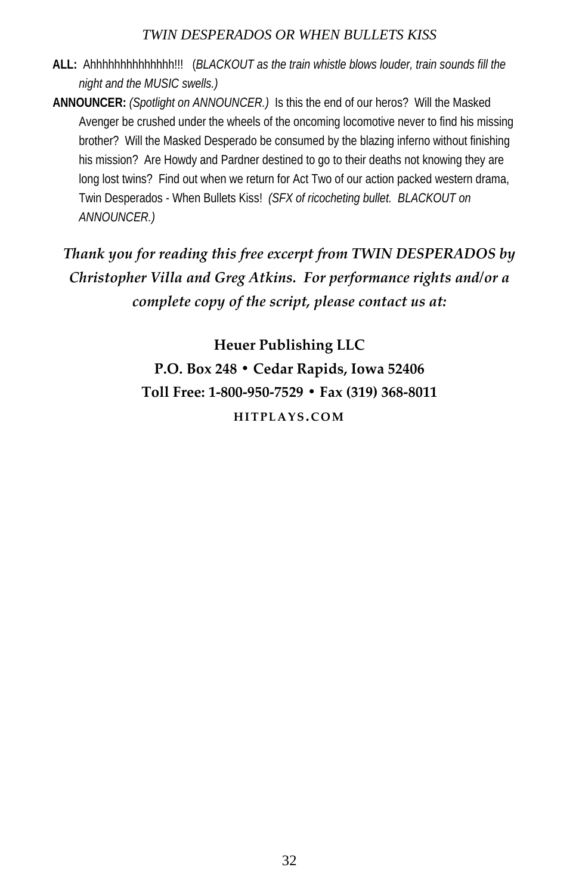**ALL:** Ahhhhhhhhhhhhhh!!! (*BLACKOUT as the train whistle blows louder, train sounds fill the night and the MUSIC swells.)*

**ANNOUNCER:** *(Spotlight on ANNOUNCER.)* Is this the end of our heros? Will the Masked Avenger be crushed under the wheels of the oncoming locomotive never to find his missing brother? Will the Masked Desperado be consumed by the blazing inferno without finishing his mission? Are Howdy and Pardner destined to go to their deaths not knowing they are long lost twins? Find out when we return for Act Two of our action packed western drama, Twin Desperados - When Bullets Kiss! *(SFX of ricocheting bullet. BLACKOUT on ANNOUNCER.)*

***Thank you for reading this free excerpt from TWIN DESPERADOS by Christopher Villa and Greg Atkins. For performance rights and/or a complete copy of the script, please contact us at:***

**Heuer Publishing LLC**
**P.O. Box 248 • Cedar Rapids, Iowa 52406**
**Toll Free: 1-800-950-7529 • Fax (319) 368-8011**
**HITPLAYS.COM**